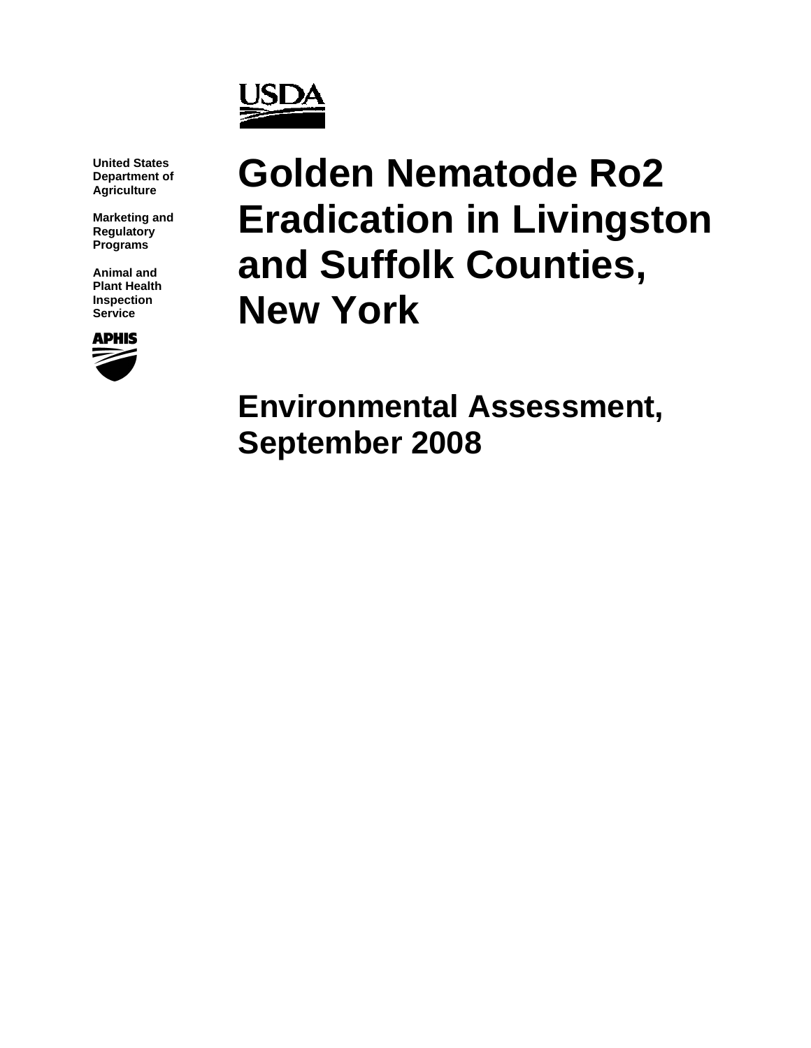United States Department of Agriculture

Marketing and Regulatory Programs

Animal and Plant Health Inspection Service

# Golden Nematode Ro2 Eradication in Livingston and Suffolk Counties, New York

## Environmental Assessment, September 2008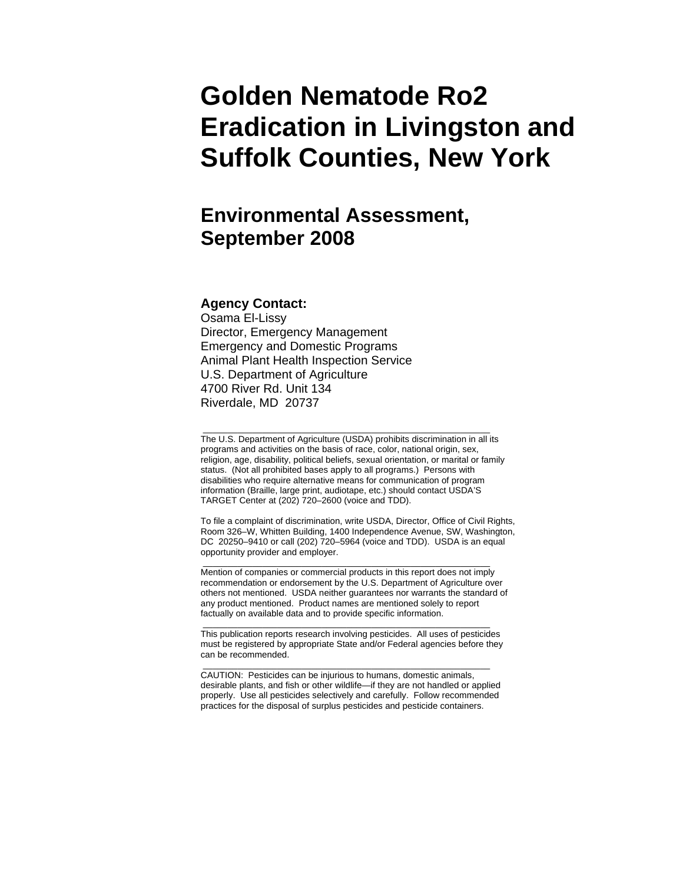# Golden Nematode Ro2 Eradication in Livingston and Suffolk Counties, New York

## Environmental Assessment, September 2008

**Agency Contact:**
Osama El-Lissy
Director, Emergency Management
Emergency and Domestic Programs
Animal Plant Health Inspection Service
U.S. Department of Agriculture
4700 River Rd. Unit 134
Riverdale, MD 20737

---

The U.S. Department of Agriculture (USDA) prohibits discrimination in all its programs and activities on the basis of race, color, national origin, sex, religion, age, disability, political beliefs, sexual orientation, or marital or family status. (Not all prohibited bases apply to all programs.) Persons with disabilities who require alternative means for communication of program information (Braille, large print, audiotape, etc.) should contact USDA'S TARGET Center at (202) 720–2600 (voice and TDD).

To file a complaint of discrimination, write USDA, Director, Office of Civil Rights, Room 326–W, Whitten Building, 1400 Independence Avenue, SW, Washington, DC 20250–9410 or call (202) 720–5964 (voice and TDD). USDA is an equal opportunity provider and employer.

---

Mention of companies or commercial products in this report does not imply recommendation or endorsement by the U.S. Department of Agriculture over others not mentioned. USDA neither guarantees nor warrants the standard of any product mentioned. Product names are mentioned solely to report factually on available data and to provide specific information.

---

This publication reports research involving pesticides. All uses of pesticides must be registered by appropriate State and/or Federal agencies before they can be recommended.

---

CAUTION: Pesticides can be injurious to humans, domestic animals, desirable plants, and fish or other wildlife—if they are not handled or applied properly. Use all pesticides selectively and carefully. Follow recommended practices for the disposal of surplus pesticides and pesticide containers.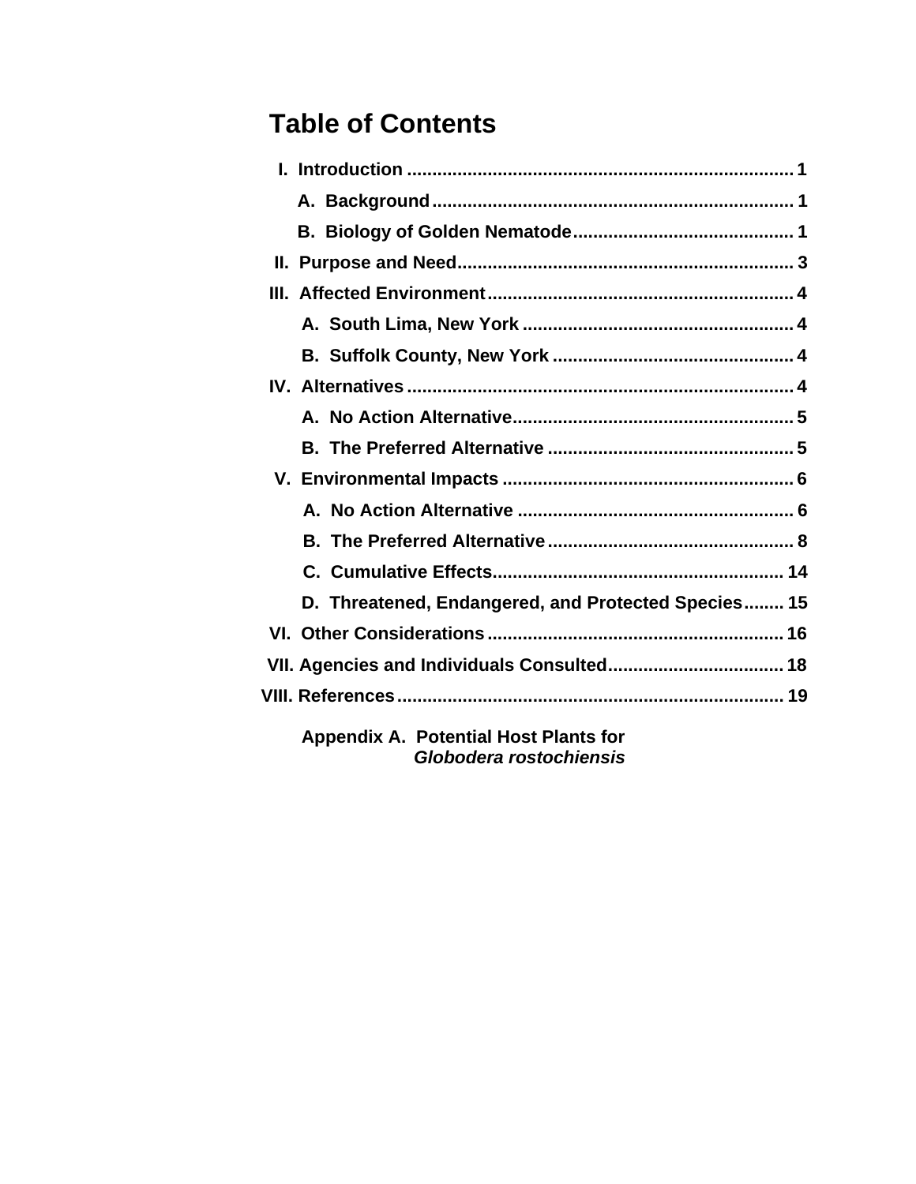# Table of Contents

- I. Introduction ............................................................................ 1
  - A. Background ....................................................................... 1
  - B. Biology of Golden Nematode ........................................... 1
- II. Purpose and Need .................................................................. 3
- III. Affected Environment ............................................................ 4
  - A. South Lima, New York ..................................................... 4
  - B. Suffolk County, New York ............................................... 4
- IV. Alternatives ............................................................................ 4
  - A. No Action Alternative ....................................................... 5
  - B. The Preferred Alternative ................................................ 5
- V. Environmental Impacts .......................................................... 6
  - A. No Action Alternative ...................................................... 6
  - B. The Preferred Alternative ................................................ 8
  - C. Cumulative Effects ......................................................... 14
  - D. Threatened, Endangered, and Protected Species ........ 15
- VI. Other Considerations .......................................................... 16
- VII. Agencies and Individuals Consulted .................................. 18
- VIII. References ........................................................................... 19

**Appendix A. Potential Host Plants for *Globodera rostochiensis***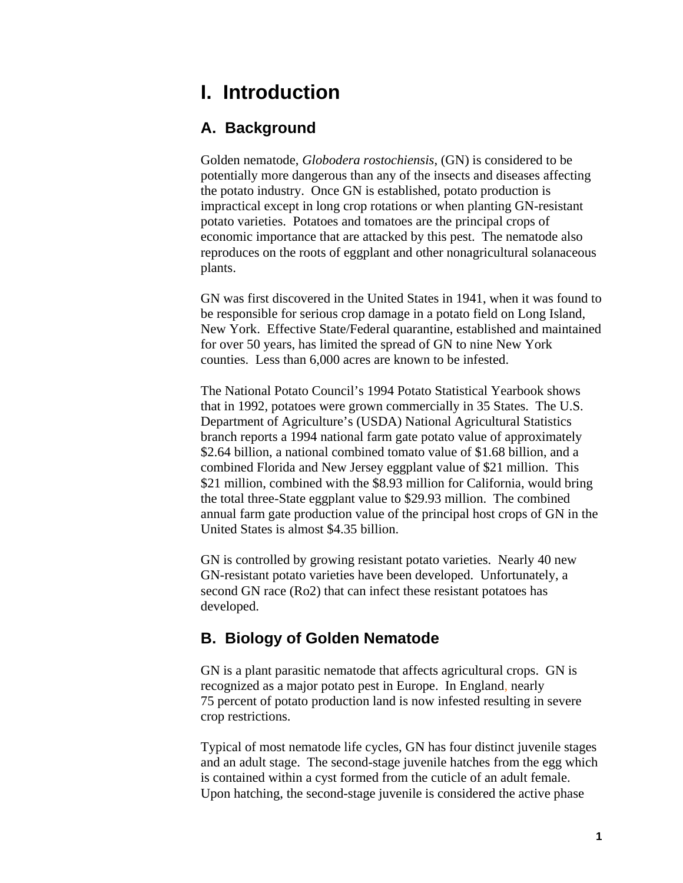# I. Introduction

## A. Background

Golden nematode, *Globodera rostochiensis*, (GN) is considered to be potentially more dangerous than any of the insects and diseases affecting the potato industry. Once GN is established, potato production is impractical except in long crop rotations or when planting GN-resistant potato varieties. Potatoes and tomatoes are the principal crops of economic importance that are attacked by this pest. The nematode also reproduces on the roots of eggplant and other nonagricultural solanaceous plants.

GN was first discovered in the United States in 1941, when it was found to be responsible for serious crop damage in a potato field on Long Island, New York. Effective State/Federal quarantine, established and maintained for over 50 years, has limited the spread of GN to nine New York counties. Less than 6,000 acres are known to be infested.

The National Potato Council's 1994 Potato Statistical Yearbook shows that in 1992, potatoes were grown commercially in 35 States. The U.S. Department of Agriculture's (USDA) National Agricultural Statistics branch reports a 1994 national farm gate potato value of approximately $2.64 billion, a national combined tomato value of $1.68 billion, and a combined Florida and New Jersey eggplant value of $21 million. This $21 million, combined with the $8.93 million for California, would bring the total three-State eggplant value to $29.93 million. The combined annual farm gate production value of the principal host crops of GN in the United States is almost $4.35 billion.

GN is controlled by growing resistant potato varieties. Nearly 40 new GN-resistant potato varieties have been developed. Unfortunately, a second GN race (Ro2) that can infect these resistant potatoes has developed.

## B. Biology of Golden Nematode

GN is a plant parasitic nematode that affects agricultural crops. GN is recognized as a major potato pest in Europe. In England, nearly 75 percent of potato production land is now infested resulting in severe crop restrictions.

Typical of most nematode life cycles, GN has four distinct juvenile stages and an adult stage. The second-stage juvenile hatches from the egg which is contained within a cyst formed from the cuticle of an adult female. Upon hatching, the second-stage juvenile is considered the active phase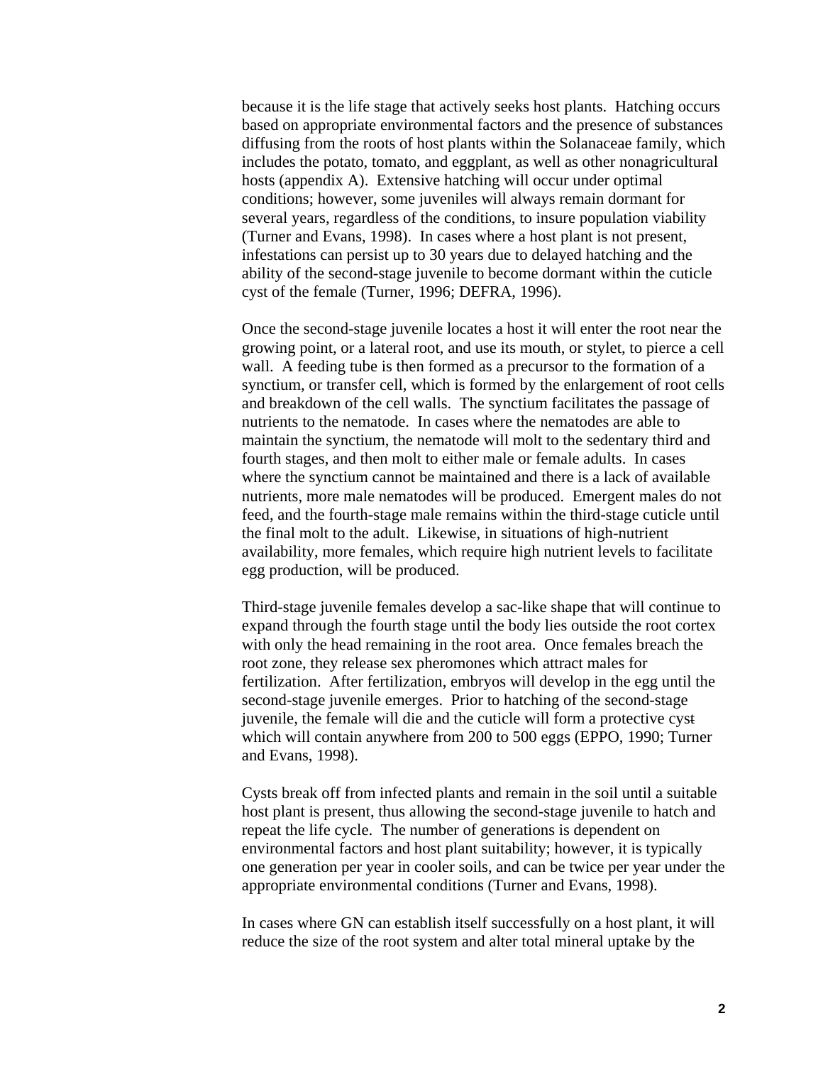because it is the life stage that actively seeks host plants. Hatching occurs based on appropriate environmental factors and the presence of substances diffusing from the roots of host plants within the Solanaceae family, which includes the potato, tomato, and eggplant, as well as other nonagricultural hosts (appendix A). Extensive hatching will occur under optimal conditions; however, some juveniles will always remain dormant for several years, regardless of the conditions, to insure population viability (Turner and Evans, 1998). In cases where a host plant is not present, infestations can persist up to 30 years due to delayed hatching and the ability of the second-stage juvenile to become dormant within the cuticle cyst of the female (Turner, 1996; DEFRA, 1996).

Once the second-stage juvenile locates a host it will enter the root near the growing point, or a lateral root, and use its mouth, or stylet, to pierce a cell wall. A feeding tube is then formed as a precursor to the formation of a synctium, or transfer cell, which is formed by the enlargement of root cells and breakdown of the cell walls. The synctium facilitates the passage of nutrients to the nematode. In cases where the nematodes are able to maintain the synctium, the nematode will molt to the sedentary third and fourth stages, and then molt to either male or female adults. In cases where the synctium cannot be maintained and there is a lack of available nutrients, more male nematodes will be produced. Emergent males do not feed, and the fourth-stage male remains within the third-stage cuticle until the final molt to the adult. Likewise, in situations of high-nutrient availability, more females, which require high nutrient levels to facilitate egg production, will be produced.

Third-stage juvenile females develop a sac-like shape that will continue to expand through the fourth stage until the body lies outside the root cortex with only the head remaining in the root area. Once females breach the root zone, they release sex pheromones which attract males for fertilization. After fertilization, embryos will develop in the egg until the second-stage juvenile emerges. Prior to hatching of the second-stage juvenile, the female will die and the cuticle will form a protective cyst which will contain anywhere from 200 to 500 eggs (EPPO, 1990; Turner and Evans, 1998).

Cysts break off from infected plants and remain in the soil until a suitable host plant is present, thus allowing the second-stage juvenile to hatch and repeat the life cycle. The number of generations is dependent on environmental factors and host plant suitability; however, it is typically one generation per year in cooler soils, and can be twice per year under the appropriate environmental conditions (Turner and Evans, 1998).

In cases where GN can establish itself successfully on a host plant, it will reduce the size of the root system and alter total mineral uptake by the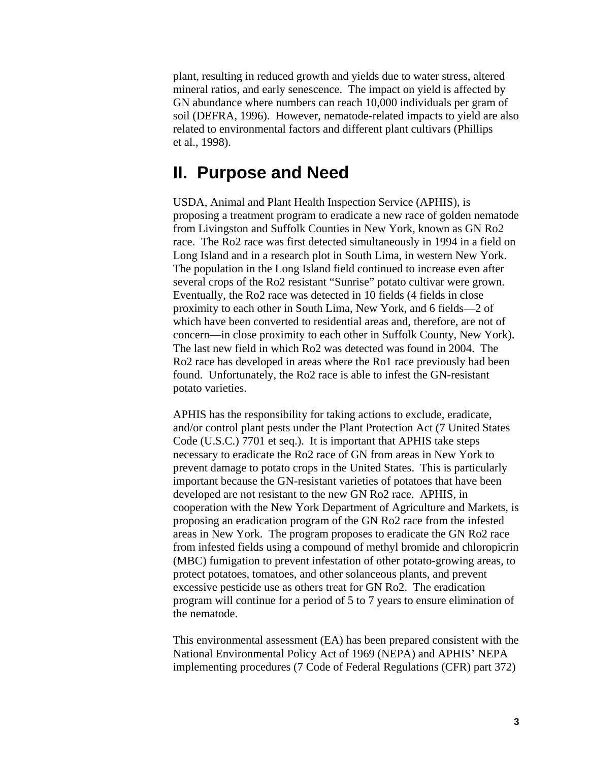plant, resulting in reduced growth and yields due to water stress, altered mineral ratios, and early senescence. The impact on yield is affected by GN abundance where numbers can reach 10,000 individuals per gram of soil (DEFRA, 1996). However, nematode-related impacts to yield are also related to environmental factors and different plant cultivars (Phillips et al., 1998).

# II. Purpose and Need

USDA, Animal and Plant Health Inspection Service (APHIS), is proposing a treatment program to eradicate a new race of golden nematode from Livingston and Suffolk Counties in New York, known as GN Ro2 race. The Ro2 race was first detected simultaneously in 1994 in a field on Long Island and in a research plot in South Lima, in western New York. The population in the Long Island field continued to increase even after several crops of the Ro2 resistant "Sunrise" potato cultivar were grown. Eventually, the Ro2 race was detected in 10 fields (4 fields in close proximity to each other in South Lima, New York, and 6 fields—2 of which have been converted to residential areas and, therefore, are not of concern—in close proximity to each other in Suffolk County, New York). The last new field in which Ro2 was detected was found in 2004. The Ro2 race has developed in areas where the Ro1 race previously had been found. Unfortunately, the Ro2 race is able to infest the GN-resistant potato varieties.

APHIS has the responsibility for taking actions to exclude, eradicate, and/or control plant pests under the Plant Protection Act (7 United States Code (U.S.C.) 7701 et seq.). It is important that APHIS take steps necessary to eradicate the Ro2 race of GN from areas in New York to prevent damage to potato crops in the United States. This is particularly important because the GN-resistant varieties of potatoes that have been developed are not resistant to the new GN Ro2 race. APHIS, in cooperation with the New York Department of Agriculture and Markets, is proposing an eradication program of the GN Ro2 race from the infested areas in New York. The program proposes to eradicate the GN Ro2 race from infested fields using a compound of methyl bromide and chloropicrin (MBC) fumigation to prevent infestation of other potato-growing areas, to protect potatoes, tomatoes, and other solanceous plants, and prevent excessive pesticide use as others treat for GN Ro2. The eradication program will continue for a period of 5 to 7 years to ensure elimination of the nematode.

This environmental assessment (EA) has been prepared consistent with the National Environmental Policy Act of 1969 (NEPA) and APHIS' NEPA implementing procedures (7 Code of Federal Regulations (CFR) part 372)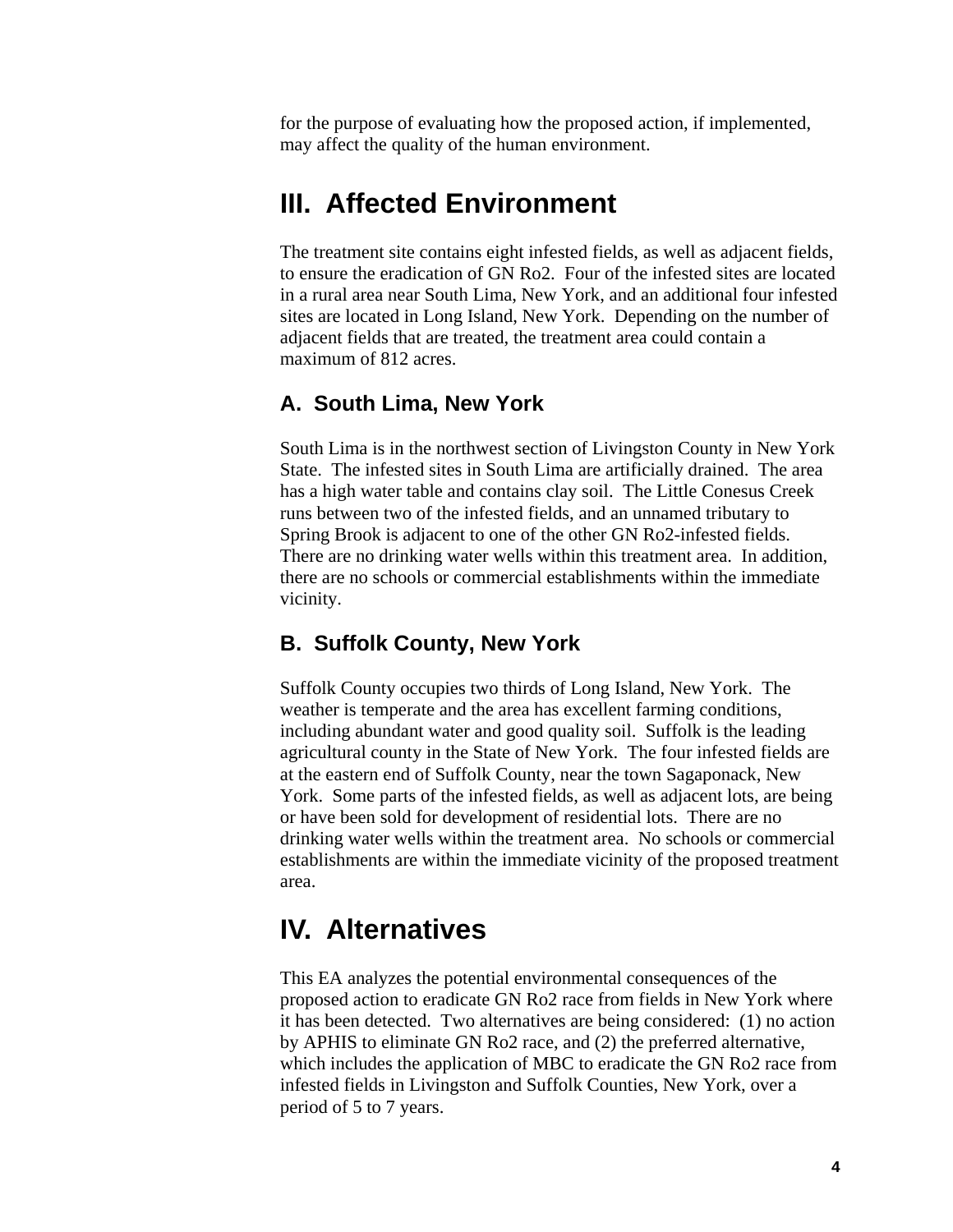for the purpose of evaluating how the proposed action, if implemented, may affect the quality of the human environment.

# III. Affected Environment

The treatment site contains eight infested fields, as well as adjacent fields, to ensure the eradication of GN Ro2. Four of the infested sites are located in a rural area near South Lima, New York, and an additional four infested sites are located in Long Island, New York. Depending on the number of adjacent fields that are treated, the treatment area could contain a maximum of 812 acres.

## A. South Lima, New York

South Lima is in the northwest section of Livingston County in New York State. The infested sites in South Lima are artificially drained. The area has a high water table and contains clay soil. The Little Conesus Creek runs between two of the infested fields, and an unnamed tributary to Spring Brook is adjacent to one of the other GN Ro2-infested fields. There are no drinking water wells within this treatment area. In addition, there are no schools or commercial establishments within the immediate vicinity.

## B. Suffolk County, New York

Suffolk County occupies two thirds of Long Island, New York. The weather is temperate and the area has excellent farming conditions, including abundant water and good quality soil. Suffolk is the leading agricultural county in the State of New York. The four infested fields are at the eastern end of Suffolk County, near the town Sagaponack, New York. Some parts of the infested fields, as well as adjacent lots, are being or have been sold for development of residential lots. There are no drinking water wells within the treatment area. No schools or commercial establishments are within the immediate vicinity of the proposed treatment area.

# IV. Alternatives

This EA analyzes the potential environmental consequences of the proposed action to eradicate GN Ro2 race from fields in New York where it has been detected. Two alternatives are being considered: (1) no action by APHIS to eliminate GN Ro2 race, and (2) the preferred alternative, which includes the application of MBC to eradicate the GN Ro2 race from infested fields in Livingston and Suffolk Counties, New York, over a period of 5 to 7 years.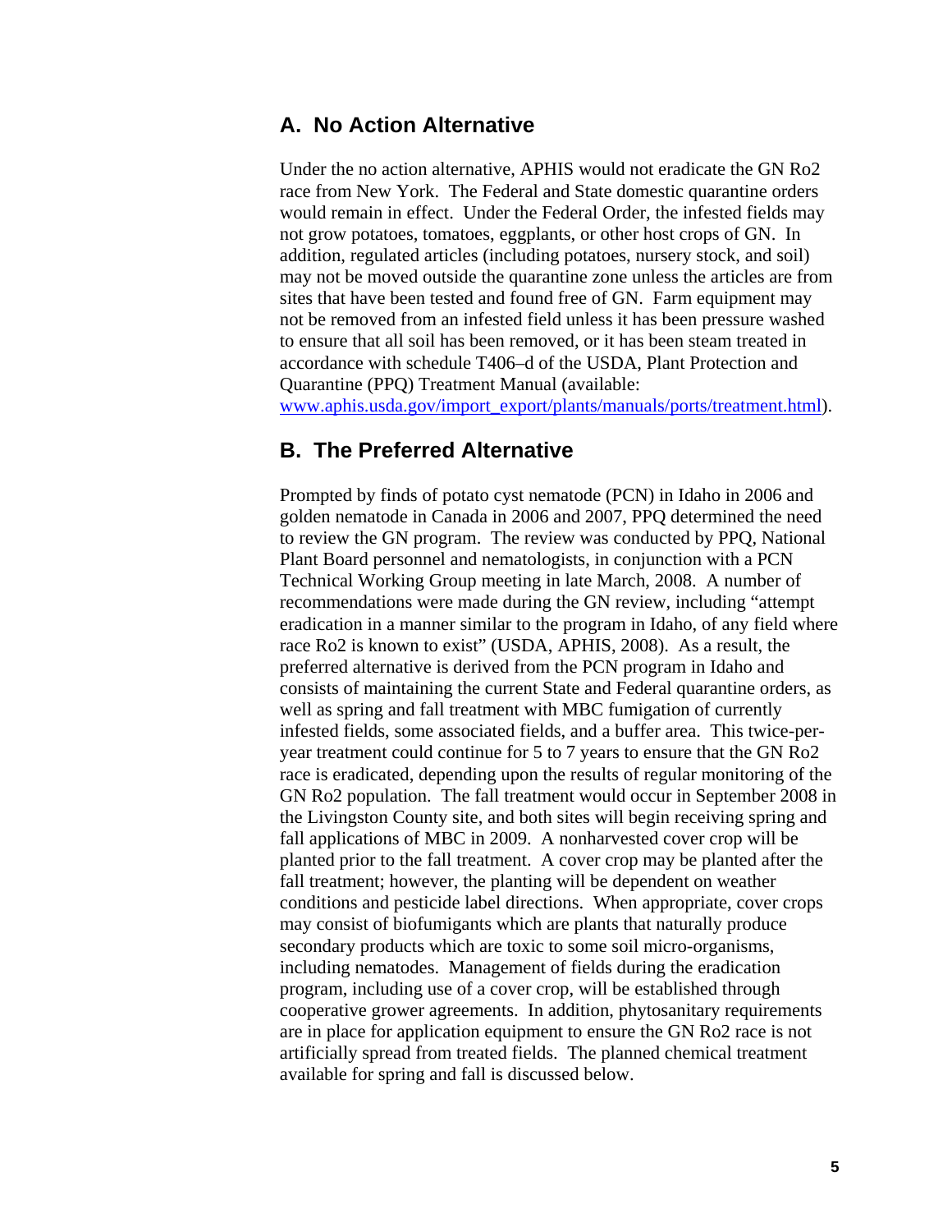## A. No Action Alternative

Under the no action alternative, APHIS would not eradicate the GN Ro2 race from New York. The Federal and State domestic quarantine orders would remain in effect. Under the Federal Order, the infested fields may not grow potatoes, tomatoes, eggplants, or other host crops of GN. In addition, regulated articles (including potatoes, nursery stock, and soil) may not be moved outside the quarantine zone unless the articles are from sites that have been tested and found free of GN. Farm equipment may not be removed from an infested field unless it has been pressure washed to ensure that all soil has been removed, or it has been steam treated in accordance with schedule T406–d of the USDA, Plant Protection and Quarantine (PPQ) Treatment Manual (available: www.aphis.usda.gov/import_export/plants/manuals/ports/treatment.html).

## B. The Preferred Alternative

Prompted by finds of potato cyst nematode (PCN) in Idaho in 2006 and golden nematode in Canada in 2006 and 2007, PPQ determined the need to review the GN program. The review was conducted by PPQ, National Plant Board personnel and nematologists, in conjunction with a PCN Technical Working Group meeting in late March, 2008. A number of recommendations were made during the GN review, including "attempt eradication in a manner similar to the program in Idaho, of any field where race Ro2 is known to exist" (USDA, APHIS, 2008). As a result, the preferred alternative is derived from the PCN program in Idaho and consists of maintaining the current State and Federal quarantine orders, as well as spring and fall treatment with MBC fumigation of currently infested fields, some associated fields, and a buffer area. This twice-per-year treatment could continue for 5 to 7 years to ensure that the GN Ro2 race is eradicated, depending upon the results of regular monitoring of the GN Ro2 population. The fall treatment would occur in September 2008 in the Livingston County site, and both sites will begin receiving spring and fall applications of MBC in 2009. A nonharvested cover crop will be planted prior to the fall treatment. A cover crop may be planted after the fall treatment; however, the planting will be dependent on weather conditions and pesticide label directions. When appropriate, cover crops may consist of biofumigants which are plants that naturally produce secondary products which are toxic to some soil micro-organisms, including nematodes. Management of fields during the eradication program, including use of a cover crop, will be established through cooperative grower agreements. In addition, phytosanitary requirements are in place for application equipment to ensure the GN Ro2 race is not artificially spread from treated fields. The planned chemical treatment available for spring and fall is discussed below.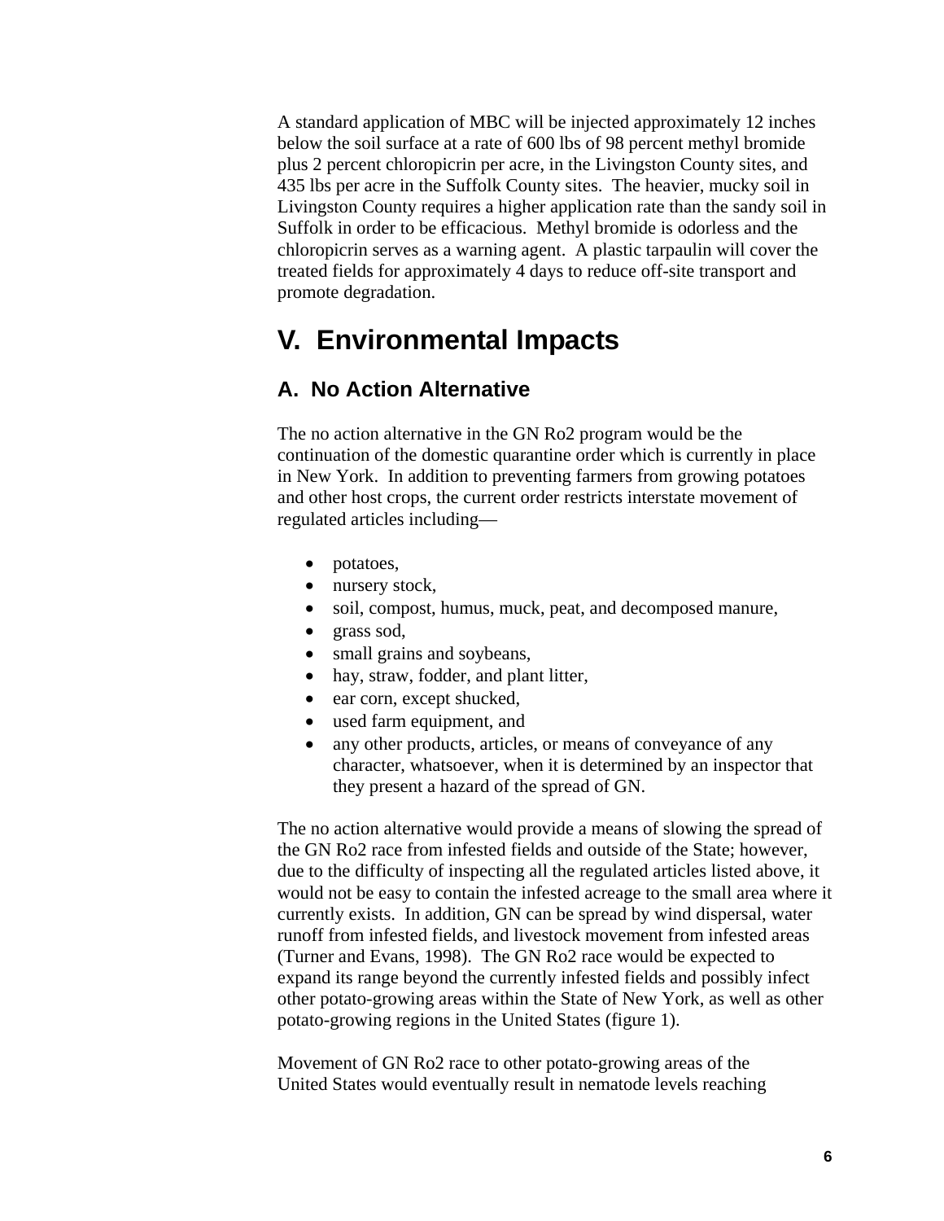A standard application of MBC will be injected approximately 12 inches below the soil surface at a rate of 600 lbs of 98 percent methyl bromide plus 2 percent chloropicrin per acre, in the Livingston County sites, and 435 lbs per acre in the Suffolk County sites. The heavier, mucky soil in Livingston County requires a higher application rate than the sandy soil in Suffolk in order to be efficacious. Methyl bromide is odorless and the chloropicrin serves as a warning agent. A plastic tarpaulin will cover the treated fields for approximately 4 days to reduce off-site transport and promote degradation.

# V. Environmental Impacts

## A. No Action Alternative

The no action alternative in the GN Ro2 program would be the continuation of the domestic quarantine order which is currently in place in New York. In addition to preventing farmers from growing potatoes and other host crops, the current order restricts interstate movement of regulated articles including—

- potatoes,
- nursery stock,
- soil, compost, humus, muck, peat, and decomposed manure,
- grass sod,
- small grains and soybeans,
- hay, straw, fodder, and plant litter,
- ear corn, except shucked,
- used farm equipment, and
- any other products, articles, or means of conveyance of any character, whatsoever, when it is determined by an inspector that they present a hazard of the spread of GN.

The no action alternative would provide a means of slowing the spread of the GN Ro2 race from infested fields and outside of the State; however, due to the difficulty of inspecting all the regulated articles listed above, it would not be easy to contain the infested acreage to the small area where it currently exists. In addition, GN can be spread by wind dispersal, water runoff from infested fields, and livestock movement from infested areas (Turner and Evans, 1998). The GN Ro2 race would be expected to expand its range beyond the currently infested fields and possibly infect other potato-growing areas within the State of New York, as well as other potato-growing regions in the United States (figure 1).

Movement of GN Ro2 race to other potato-growing areas of the United States would eventually result in nematode levels reaching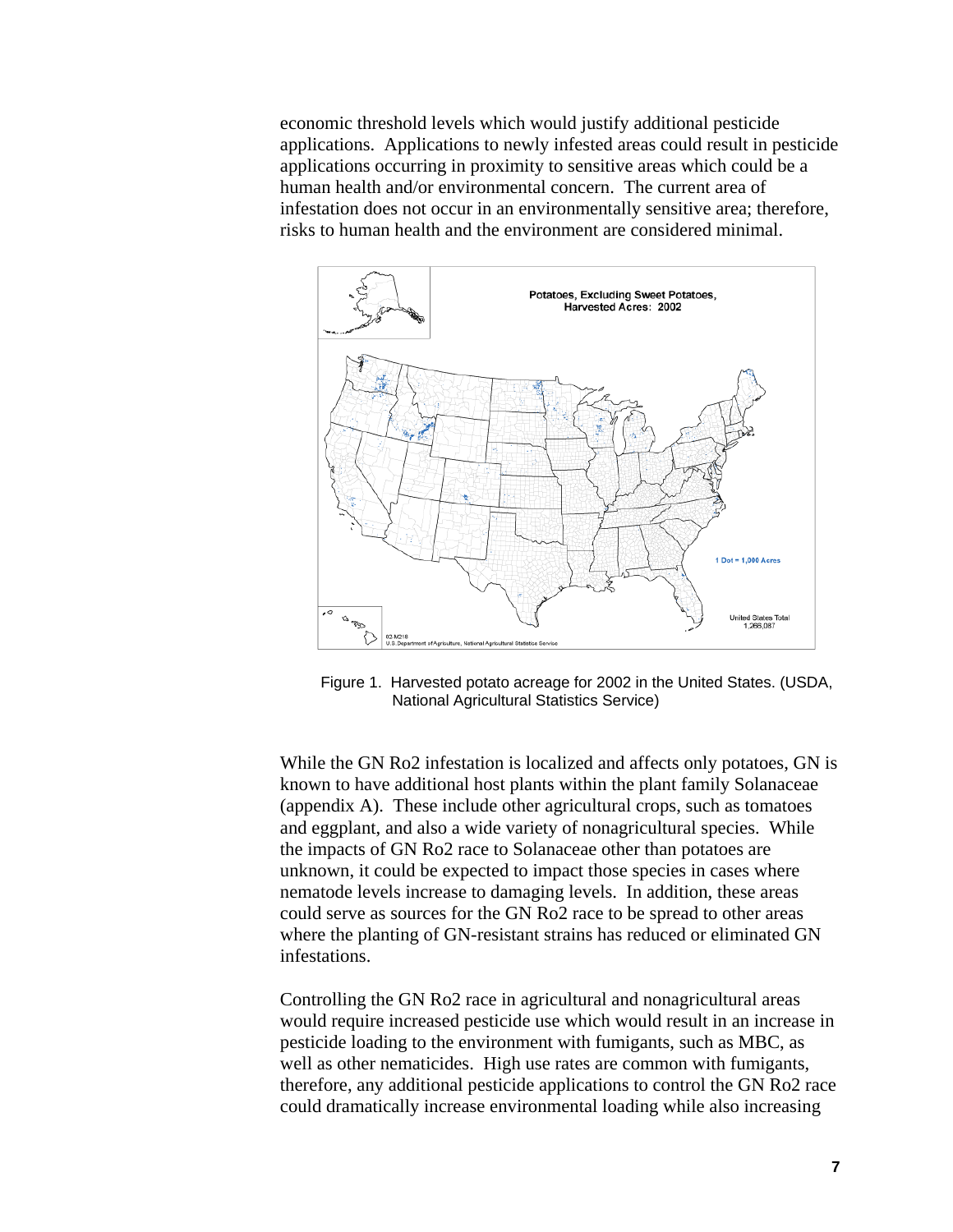economic threshold levels which would justify additional pesticide applications. Applications to newly infested areas could result in pesticide applications occurring in proximity to sensitive areas which could be a human health and/or environmental concern. The current area of infestation does not occur in an environmentally sensitive area; therefore, risks to human health and the environment are considered minimal.

Figure 1. Harvested potato acreage for 2002 in the United States. (USDA, National Agricultural Statistics Service)

While the GN Ro2 infestation is localized and affects only potatoes, GN is known to have additional host plants within the plant family Solanaceae (appendix A). These include other agricultural crops, such as tomatoes and eggplant, and also a wide variety of nonagricultural species. While the impacts of GN Ro2 race to Solanaceae other than potatoes are unknown, it could be expected to impact those species in cases where nematode levels increase to damaging levels. In addition, these areas could serve as sources for the GN Ro2 race to be spread to other areas where the planting of GN-resistant strains has reduced or eliminated GN infestations.

Controlling the GN Ro2 race in agricultural and nonagricultural areas would require increased pesticide use which would result in an increase in pesticide loading to the environment with fumigants, such as MBC, as well as other nematicides. High use rates are common with fumigants, therefore, any additional pesticide applications to control the GN Ro2 race could dramatically increase environmental loading while also increasing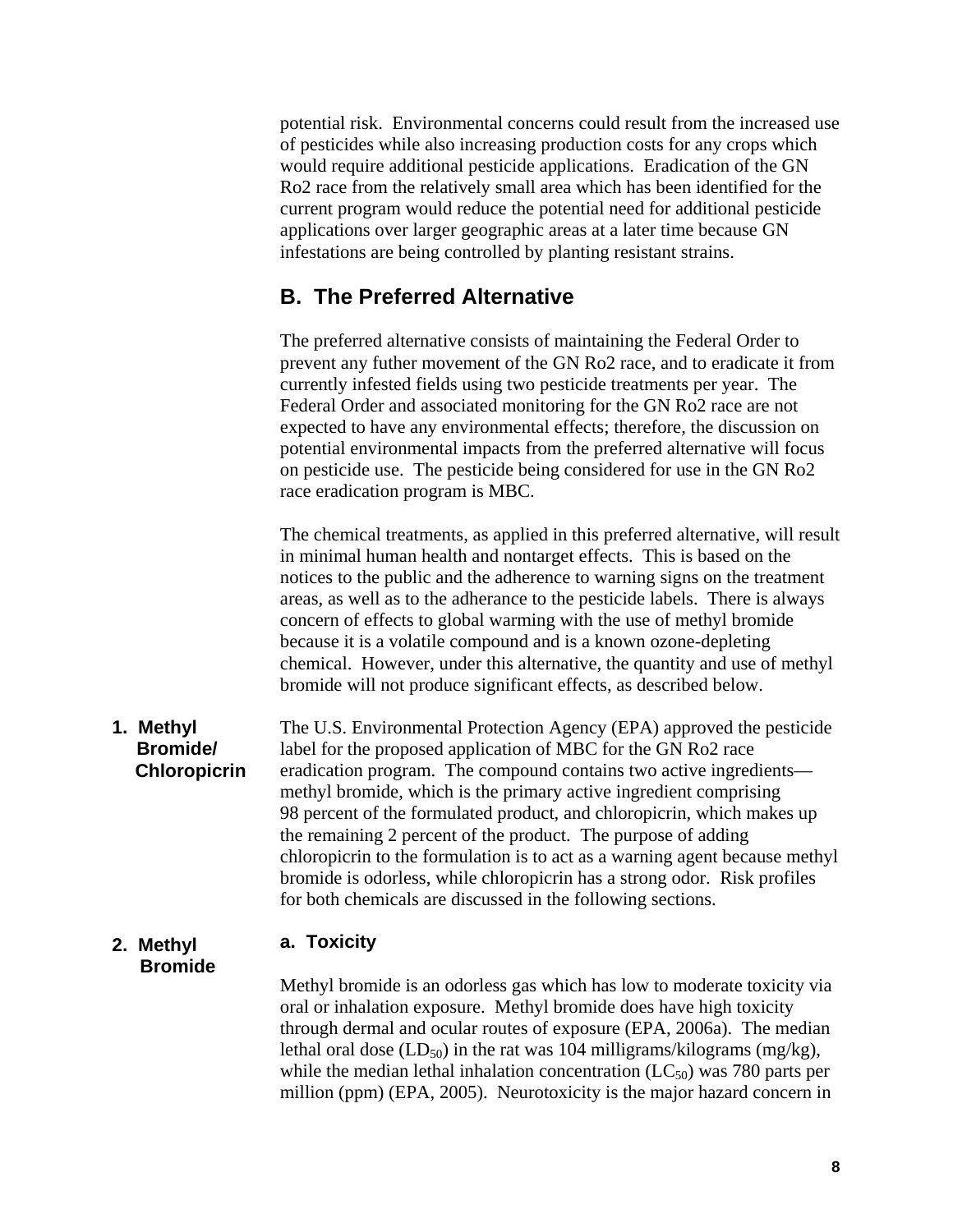potential risk. Environmental concerns could result from the increased use of pesticides while also increasing production costs for any crops which would require additional pesticide applications. Eradication of the GN Ro2 race from the relatively small area which has been identified for the current program would reduce the potential need for additional pesticide applications over larger geographic areas at a later time because GN infestations are being controlled by planting resistant strains.

## B. The Preferred Alternative

The preferred alternative consists of maintaining the Federal Order to prevent any futher movement of the GN Ro2 race, and to eradicate it from currently infested fields using two pesticide treatments per year. The Federal Order and associated monitoring for the GN Ro2 race are not expected to have any environmental effects; therefore, the discussion on potential environmental impacts from the preferred alternative will focus on pesticide use. The pesticide being considered for use in the GN Ro2 race eradication program is MBC.

The chemical treatments, as applied in this preferred alternative, will result in minimal human health and nontarget effects. This is based on the notices to the public and the adherence to warning signs on the treatment areas, as well as to the adherance to the pesticide labels. There is always concern of effects to global warming with the use of methyl bromide because it is a volatile compound and is a known ozone-depleting chemical. However, under this alternative, the quantity and use of methyl bromide will not produce significant effects, as described below.

### 1. Methyl Bromide/ Chloropicrin

The U.S. Environmental Protection Agency (EPA) approved the pesticide label for the proposed application of MBC for the GN Ro2 race eradication program. The compound contains two active ingredients—methyl bromide, which is the primary active ingredient comprising 98 percent of the formulated product, and chloropicrin, which makes up the remaining 2 percent of the product. The purpose of adding chloropicrin to the formulation is to act as a warning agent because methyl bromide is odorless, while chloropicrin has a strong odor. Risk profiles for both chemicals are discussed in the following sections.

### 2. Methyl Bromide

#### a. Toxicity

Methyl bromide is an odorless gas which has low to moderate toxicity via oral or inhalation exposure. Methyl bromide does have high toxicity through dermal and ocular routes of exposure (EPA, 2006a). The median lethal oral dose ($LD_{50}$) in the rat was 104 milligrams/kilograms (mg/kg), while the median lethal inhalation concentration ($LC_{50}$) was 780 parts per million (ppm) (EPA, 2005). Neurotoxicity is the major hazard concern in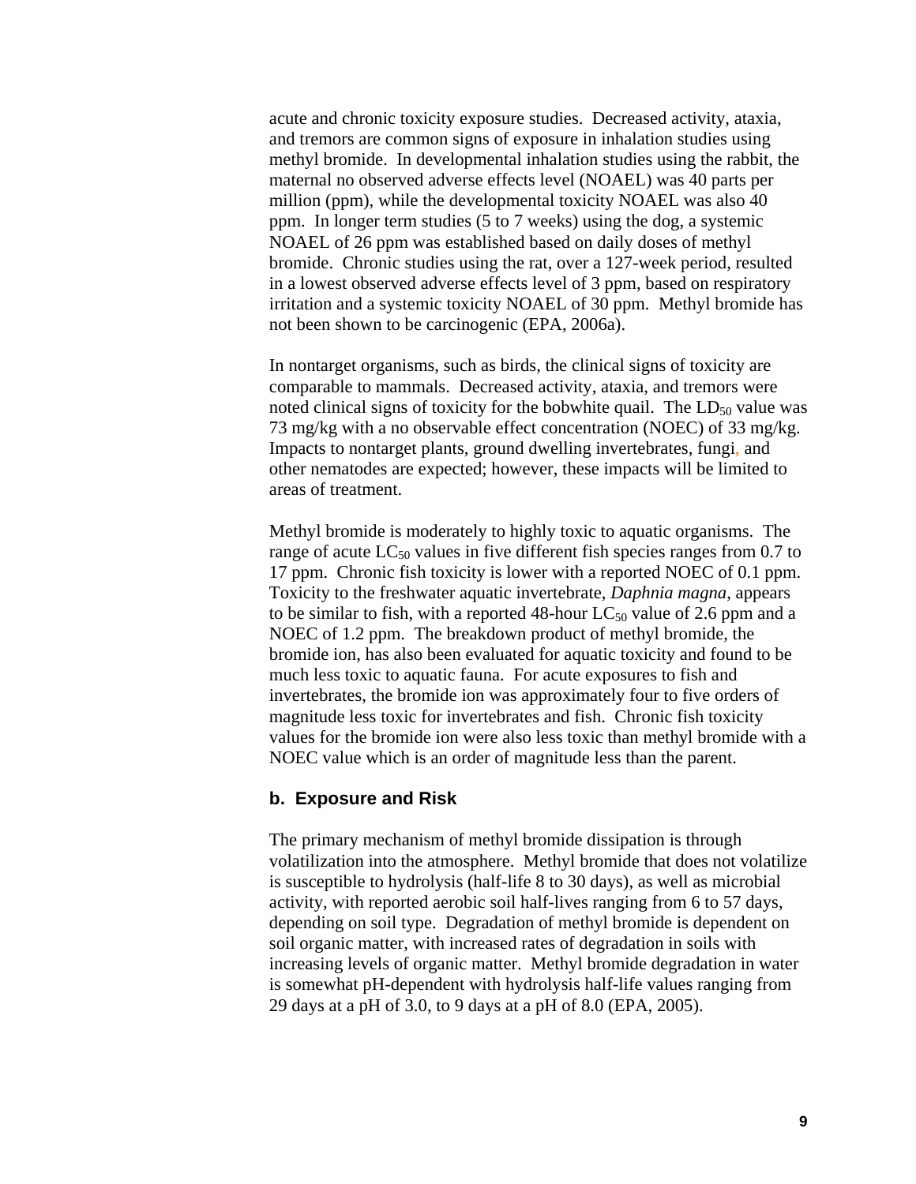acute and chronic toxicity exposure studies. Decreased activity, ataxia, and tremors are common signs of exposure in inhalation studies using methyl bromide. In developmental inhalation studies using the rabbit, the maternal no observed adverse effects level (NOAEL) was 40 parts per million (ppm), while the developmental toxicity NOAEL was also 40 ppm. In longer term studies (5 to 7 weeks) using the dog, a systemic NOAEL of 26 ppm was established based on daily doses of methyl bromide. Chronic studies using the rat, over a 127-week period, resulted in a lowest observed adverse effects level of 3 ppm, based on respiratory irritation and a systemic toxicity NOAEL of 30 ppm. Methyl bromide has not been shown to be carcinogenic (EPA, 2006a).

In nontarget organisms, such as birds, the clinical signs of toxicity are comparable to mammals. Decreased activity, ataxia, and tremors were noted clinical signs of toxicity for the bobwhite quail. The $LD_{50}$ value was 73 mg/kg with a no observable effect concentration (NOEC) of 33 mg/kg. Impacts to nontarget plants, ground dwelling invertebrates, fungi, and other nematodes are expected; however, these impacts will be limited to areas of treatment.

Methyl bromide is moderately to highly toxic to aquatic organisms. The range of acute $LC_{50}$ values in five different fish species ranges from 0.7 to 17 ppm. Chronic fish toxicity is lower with a reported NOEC of 0.1 ppm. Toxicity to the freshwater aquatic invertebrate, *Daphnia magna*, appears to be similar to fish, with a reported 48-hour $LC_{50}$ value of 2.6 ppm and a NOEC of 1.2 ppm. The breakdown product of methyl bromide, the bromide ion, has also been evaluated for aquatic toxicity and found to be much less toxic to aquatic fauna. For acute exposures to fish and invertebrates, the bromide ion was approximately four to five orders of magnitude less toxic for invertebrates and fish. Chronic fish toxicity values for the bromide ion were also less toxic than methyl bromide with a NOEC value which is an order of magnitude less than the parent.

### b. Exposure and Risk

The primary mechanism of methyl bromide dissipation is through volatilization into the atmosphere. Methyl bromide that does not volatilize is susceptible to hydrolysis (half-life 8 to 30 days), as well as microbial activity, with reported aerobic soil half-lives ranging from 6 to 57 days, depending on soil type. Degradation of methyl bromide is dependent on soil organic matter, with increased rates of degradation in soils with increasing levels of organic matter. Methyl bromide degradation in water is somewhat pH-dependent with hydrolysis half-life values ranging from 29 days at a pH of 3.0, to 9 days at a pH of 8.0 (EPA, 2005).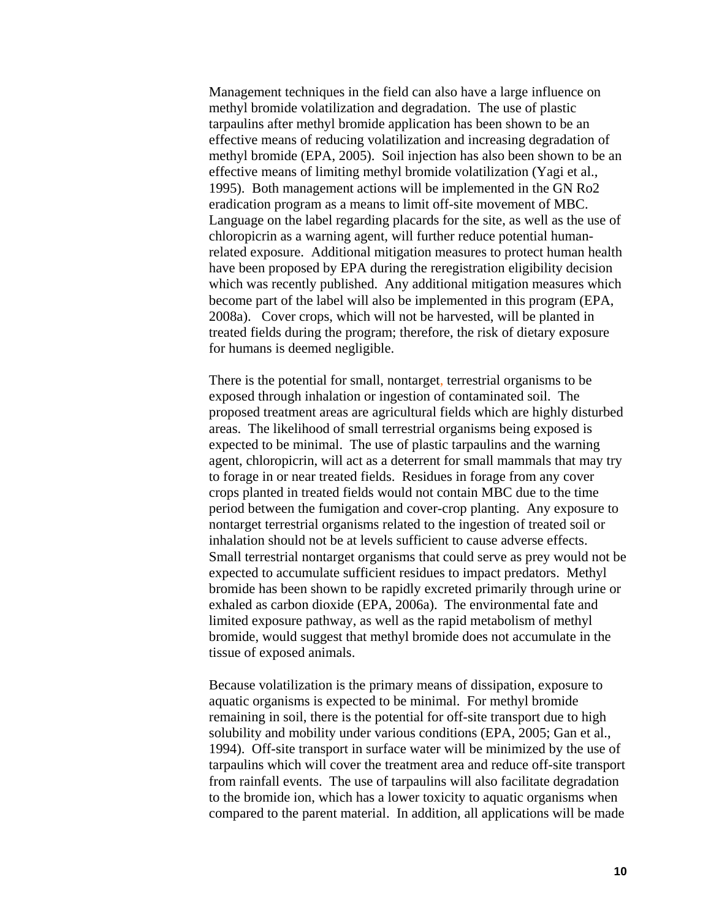Management techniques in the field can also have a large influence on methyl bromide volatilization and degradation. The use of plastic tarpaulins after methyl bromide application has been shown to be an effective means of reducing volatilization and increasing degradation of methyl bromide (EPA, 2005). Soil injection has also been shown to be an effective means of limiting methyl bromide volatilization (Yagi et al., 1995). Both management actions will be implemented in the GN Ro2 eradication program as a means to limit off-site movement of MBC. Language on the label regarding placards for the site, as well as the use of chloropicrin as a warning agent, will further reduce potential human-related exposure. Additional mitigation measures to protect human health have been proposed by EPA during the reregistration eligibility decision which was recently published. Any additional mitigation measures which become part of the label will also be implemented in this program (EPA, 2008a). Cover crops, which will not be harvested, will be planted in treated fields during the program; therefore, the risk of dietary exposure for humans is deemed negligible.

There is the potential for small, nontarget, terrestrial organisms to be exposed through inhalation or ingestion of contaminated soil. The proposed treatment areas are agricultural fields which are highly disturbed areas. The likelihood of small terrestrial organisms being exposed is expected to be minimal. The use of plastic tarpaulins and the warning agent, chloropicrin, will act as a deterrent for small mammals that may try to forage in or near treated fields. Residues in forage from any cover crops planted in treated fields would not contain MBC due to the time period between the fumigation and cover-crop planting. Any exposure to nontarget terrestrial organisms related to the ingestion of treated soil or inhalation should not be at levels sufficient to cause adverse effects. Small terrestrial nontarget organisms that could serve as prey would not be expected to accumulate sufficient residues to impact predators. Methyl bromide has been shown to be rapidly excreted primarily through urine or exhaled as carbon dioxide (EPA, 2006a). The environmental fate and limited exposure pathway, as well as the rapid metabolism of methyl bromide, would suggest that methyl bromide does not accumulate in the tissue of exposed animals.

Because volatilization is the primary means of dissipation, exposure to aquatic organisms is expected to be minimal. For methyl bromide remaining in soil, there is the potential for off-site transport due to high solubility and mobility under various conditions (EPA, 2005; Gan et al., 1994). Off-site transport in surface water will be minimized by the use of tarpaulins which will cover the treatment area and reduce off-site transport from rainfall events. The use of tarpaulins will also facilitate degradation to the bromide ion, which has a lower toxicity to aquatic organisms when compared to the parent material. In addition, all applications will be made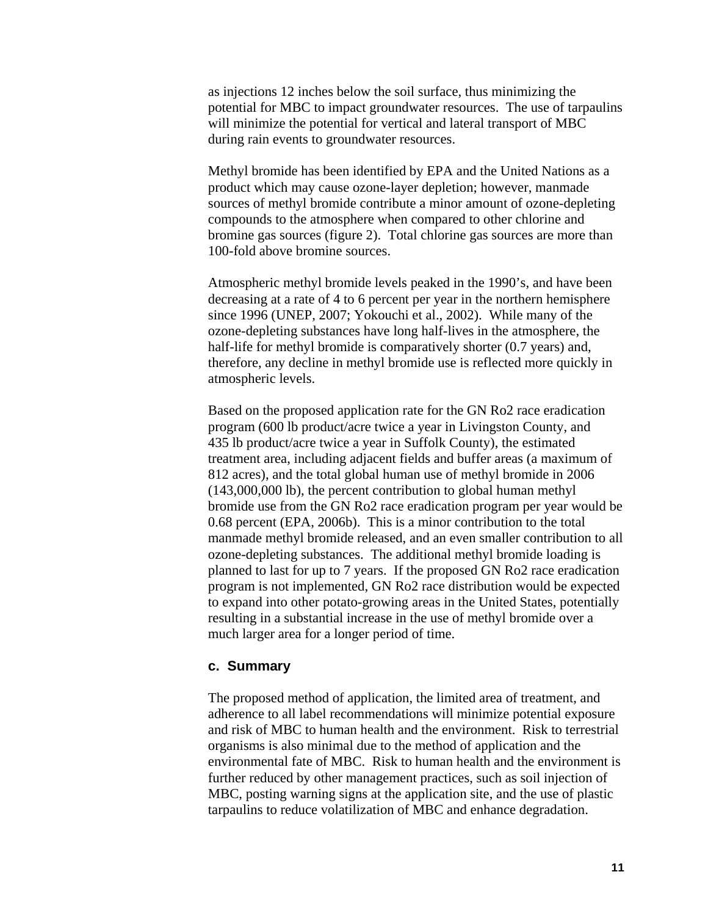as injections 12 inches below the soil surface, thus minimizing the potential for MBC to impact groundwater resources. The use of tarpaulins will minimize the potential for vertical and lateral transport of MBC during rain events to groundwater resources.

Methyl bromide has been identified by EPA and the United Nations as a product which may cause ozone-layer depletion; however, manmade sources of methyl bromide contribute a minor amount of ozone-depleting compounds to the atmosphere when compared to other chlorine and bromine gas sources (figure 2). Total chlorine gas sources are more than 100-fold above bromine sources.

Atmospheric methyl bromide levels peaked in the 1990's, and have been decreasing at a rate of 4 to 6 percent per year in the northern hemisphere since 1996 (UNEP, 2007; Yokouchi et al., 2002). While many of the ozone-depleting substances have long half-lives in the atmosphere, the half-life for methyl bromide is comparatively shorter (0.7 years) and, therefore, any decline in methyl bromide use is reflected more quickly in atmospheric levels.

Based on the proposed application rate for the GN Ro2 race eradication program (600 lb product/acre twice a year in Livingston County, and 435 lb product/acre twice a year in Suffolk County), the estimated treatment area, including adjacent fields and buffer areas (a maximum of 812 acres), and the total global human use of methyl bromide in 2006 (143,000,000 lb), the percent contribution to global human methyl bromide use from the GN Ro2 race eradication program per year would be 0.68 percent (EPA, 2006b). This is a minor contribution to the total manmade methyl bromide released, and an even smaller contribution to all ozone-depleting substances. The additional methyl bromide loading is planned to last for up to 7 years. If the proposed GN Ro2 race eradication program is not implemented, GN Ro2 race distribution would be expected to expand into other potato-growing areas in the United States, potentially resulting in a substantial increase in the use of methyl bromide over a much larger area for a longer period of time.

### c. Summary

The proposed method of application, the limited area of treatment, and adherence to all label recommendations will minimize potential exposure and risk of MBC to human health and the environment. Risk to terrestrial organisms is also minimal due to the method of application and the environmental fate of MBC. Risk to human health and the environment is further reduced by other management practices, such as soil injection of MBC, posting warning signs at the application site, and the use of plastic tarpaulins to reduce volatilization of MBC and enhance degradation.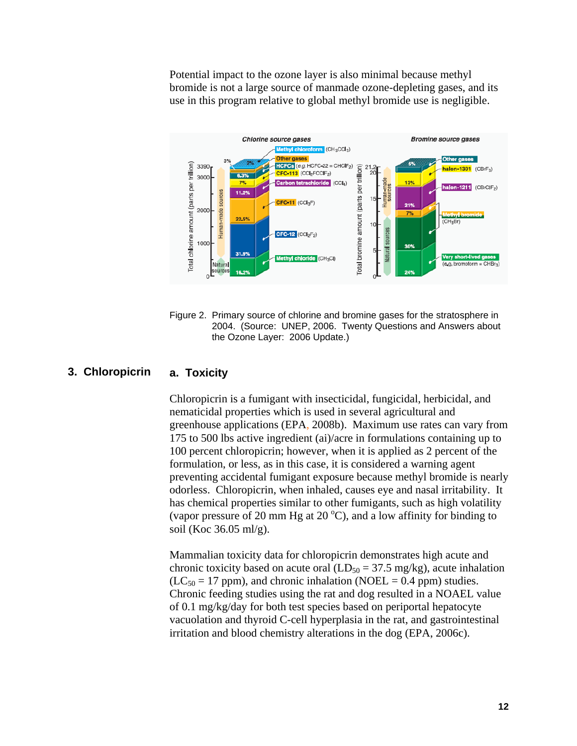Potential impact to the ozone layer is also minimal because methyl bromide is not a large source of manmade ozone-depleting gases, and its use in this program relative to global methyl bromide use is negligible.

Figure 2. Primary source of chlorine and bromine gases for the stratosphere in 2004. (Source: UNEP, 2006. Twenty Questions and Answers about the Ozone Layer: 2006 Update.)

## 3. Chloropicrin

### a. Toxicity

Chloropicrin is a fumigant with insecticidal, fungicidal, herbicidal, and nematicidal properties which is used in several agricultural and greenhouse applications (EPA, 2008b). Maximum use rates can vary from 175 to 500 lbs active ingredient (ai)/acre in formulations containing up to 100 percent chloropicrin; however, when it is applied as 2 percent of the formulation, or less, as in this case, it is considered a warning agent preventing accidental fumigant exposure because methyl bromide is nearly odorless. Chloropicrin, when inhaled, causes eye and nasal irritability. It has chemical properties similar to other fumigants, such as high volatility (vapor pressure of 20 mm Hg at 20 $^{o}$C), and a low affinity for binding to soil (Koc 36.05 ml/g).

Mammalian toxicity data for chloropicrin demonstrates high acute and chronic toxicity based on acute oral ($LD_{50}$ = 37.5 mg/kg), acute inhalation ($LC_{50}$ = 17 ppm), and chronic inhalation (NOEL = 0.4 ppm) studies. Chronic feeding studies using the rat and dog resulted in a NOAEL value of 0.1 mg/kg/day for both test species based on periportal hepatocyte vacuolation and thyroid C-cell hyperplasia in the rat, and gastrointestinal irritation and blood chemistry alterations in the dog (EPA, 2006c).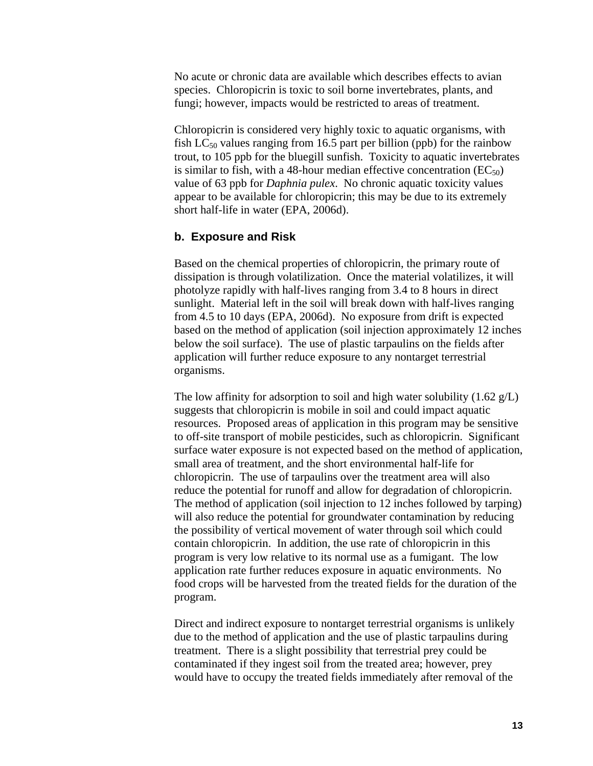No acute or chronic data are available which describes effects to avian species. Chloropicrin is toxic to soil borne invertebrates, plants, and fungi; however, impacts would be restricted to areas of treatment.

Chloropicrin is considered very highly toxic to aquatic organisms, with fish $LC_{50}$ values ranging from 16.5 part per billion (ppb) for the rainbow trout, to 105 ppb for the bluegill sunfish. Toxicity to aquatic invertebrates is similar to fish, with a 48-hour median effective concentration ($EC_{50}$) value of 63 ppb for *Daphnia pulex*. No chronic aquatic toxicity values appear to be available for chloropicrin; this may be due to its extremely short half-life in water (EPA, 2006d).

### b. Exposure and Risk

Based on the chemical properties of chloropicrin, the primary route of dissipation is through volatilization. Once the material volatilizes, it will photolyze rapidly with half-lives ranging from 3.4 to 8 hours in direct sunlight. Material left in the soil will break down with half-lives ranging from 4.5 to 10 days (EPA, 2006d). No exposure from drift is expected based on the method of application (soil injection approximately 12 inches below the soil surface). The use of plastic tarpaulins on the fields after application will further reduce exposure to any nontarget terrestrial organisms.

The low affinity for adsorption to soil and high water solubility (1.62 g/L) suggests that chloropicrin is mobile in soil and could impact aquatic resources. Proposed areas of application in this program may be sensitive to off-site transport of mobile pesticides, such as chloropicrin. Significant surface water exposure is not expected based on the method of application, small area of treatment, and the short environmental half-life for chloropicrin. The use of tarpaulins over the treatment area will also reduce the potential for runoff and allow for degradation of chloropicrin. The method of application (soil injection to 12 inches followed by tarping) will also reduce the potential for groundwater contamination by reducing the possibility of vertical movement of water through soil which could contain chloropicrin. In addition, the use rate of chloropicrin in this program is very low relative to its normal use as a fumigant. The low application rate further reduces exposure in aquatic environments. No food crops will be harvested from the treated fields for the duration of the program.

Direct and indirect exposure to nontarget terrestrial organisms is unlikely due to the method of application and the use of plastic tarpaulins during treatment. There is a slight possibility that terrestrial prey could be contaminated if they ingest soil from the treated area; however, prey would have to occupy the treated fields immediately after removal of the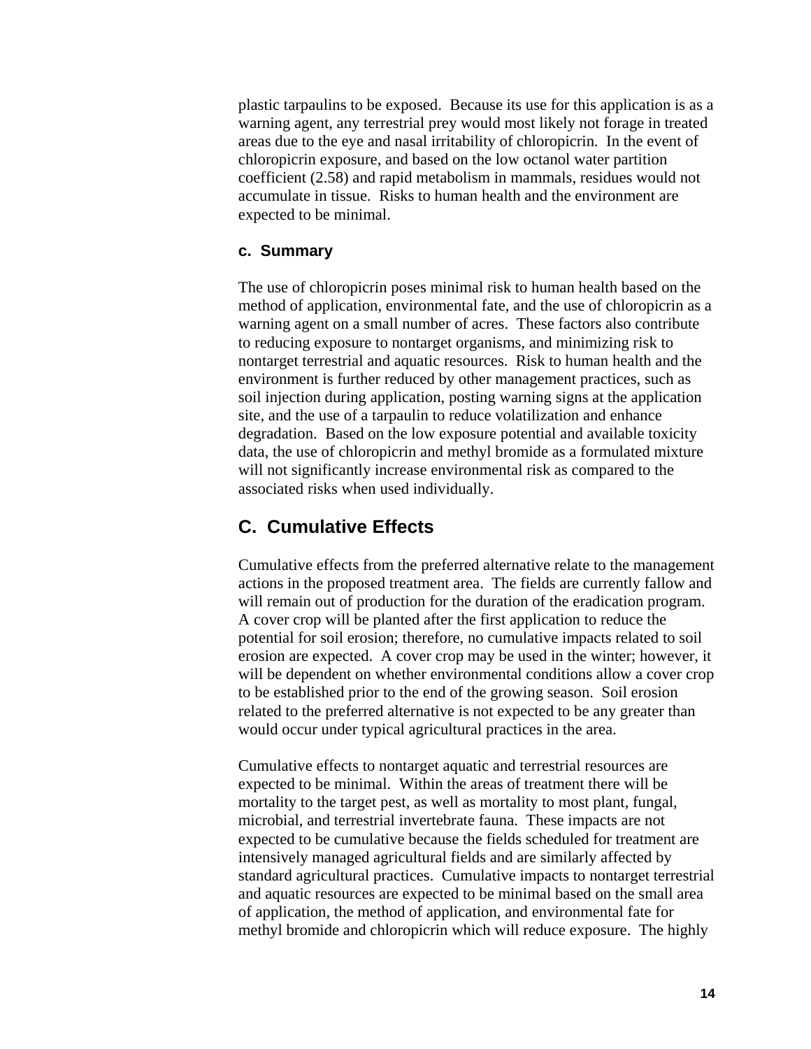plastic tarpaulins to be exposed. Because its use for this application is as a warning agent, any terrestrial prey would most likely not forage in treated areas due to the eye and nasal irritability of chloropicrin. In the event of chloropicrin exposure, and based on the low octanol water partition coefficient (2.58) and rapid metabolism in mammals, residues would not accumulate in tissue. Risks to human health and the environment are expected to be minimal.

#### c. Summary

The use of chloropicrin poses minimal risk to human health based on the method of application, environmental fate, and the use of chloropicrin as a warning agent on a small number of acres. These factors also contribute to reducing exposure to nontarget organisms, and minimizing risk to nontarget terrestrial and aquatic resources. Risk to human health and the environment is further reduced by other management practices, such as soil injection during application, posting warning signs at the application site, and the use of a tarpaulin to reduce volatilization and enhance degradation. Based on the low exposure potential and available toxicity data, the use of chloropicrin and methyl bromide as a formulated mixture will not significantly increase environmental risk as compared to the associated risks when used individually.

## C. Cumulative Effects

Cumulative effects from the preferred alternative relate to the management actions in the proposed treatment area. The fields are currently fallow and will remain out of production for the duration of the eradication program. A cover crop will be planted after the first application to reduce the potential for soil erosion; therefore, no cumulative impacts related to soil erosion are expected. A cover crop may be used in the winter; however, it will be dependent on whether environmental conditions allow a cover crop to be established prior to the end of the growing season. Soil erosion related to the preferred alternative is not expected to be any greater than would occur under typical agricultural practices in the area.

Cumulative effects to nontarget aquatic and terrestrial resources are expected to be minimal. Within the areas of treatment there will be mortality to the target pest, as well as mortality to most plant, fungal, microbial, and terrestrial invertebrate fauna. These impacts are not expected to be cumulative because the fields scheduled for treatment are intensively managed agricultural fields and are similarly affected by standard agricultural practices. Cumulative impacts to nontarget terrestrial and aquatic resources are expected to be minimal based on the small area of application, the method of application, and environmental fate for methyl bromide and chloropicrin which will reduce exposure. The highly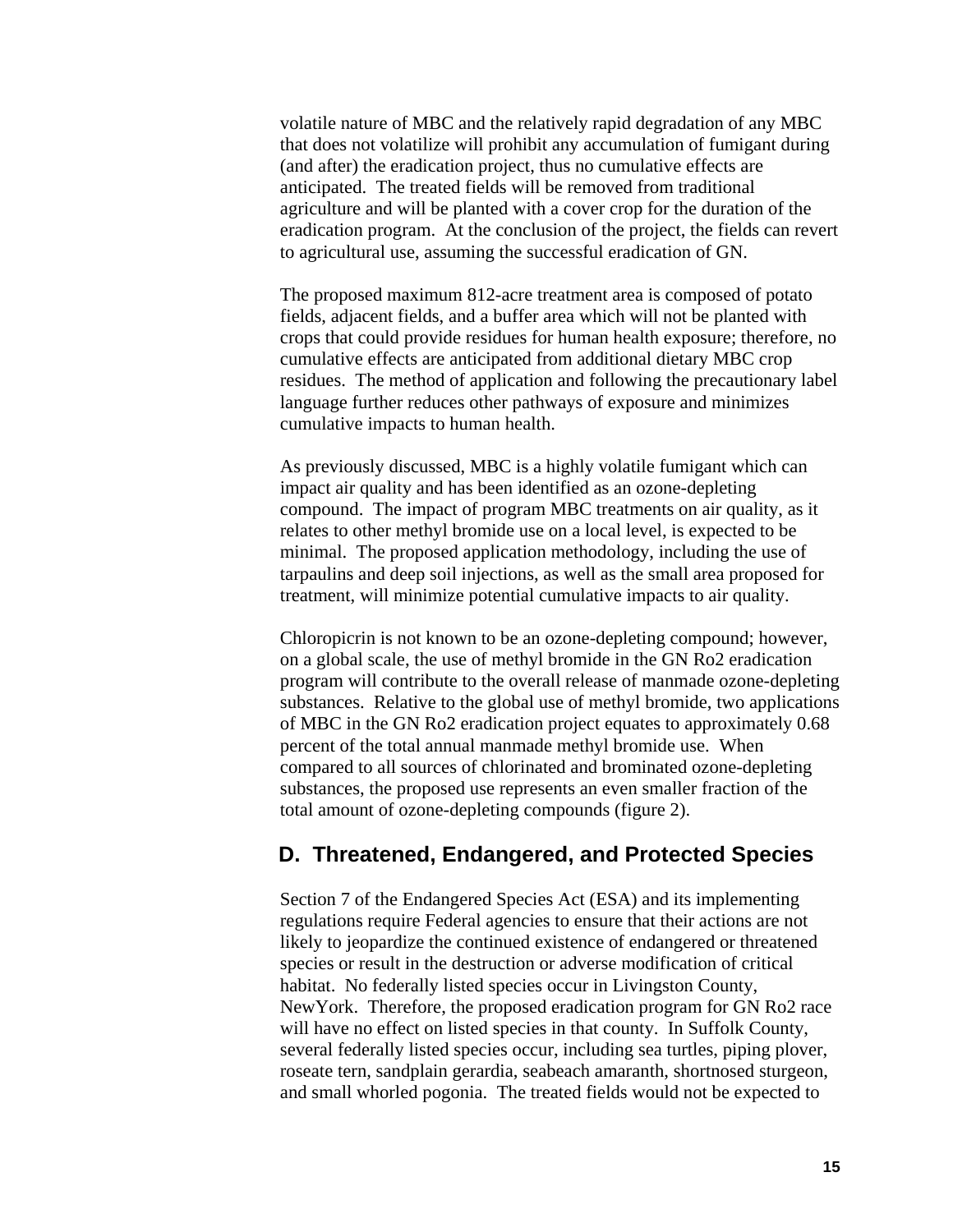volatile nature of MBC and the relatively rapid degradation of any MBC that does not volatilize will prohibit any accumulation of fumigant during (and after) the eradication project, thus no cumulative effects are anticipated. The treated fields will be removed from traditional agriculture and will be planted with a cover crop for the duration of the eradication program. At the conclusion of the project, the fields can revert to agricultural use, assuming the successful eradication of GN.

The proposed maximum 812-acre treatment area is composed of potato fields, adjacent fields, and a buffer area which will not be planted with crops that could provide residues for human health exposure; therefore, no cumulative effects are anticipated from additional dietary MBC crop residues. The method of application and following the precautionary label language further reduces other pathways of exposure and minimizes cumulative impacts to human health.

As previously discussed, MBC is a highly volatile fumigant which can impact air quality and has been identified as an ozone-depleting compound. The impact of program MBC treatments on air quality, as it relates to other methyl bromide use on a local level, is expected to be minimal. The proposed application methodology, including the use of tarpaulins and deep soil injections, as well as the small area proposed for treatment, will minimize potential cumulative impacts to air quality.

Chloropicrin is not known to be an ozone-depleting compound; however, on a global scale, the use of methyl bromide in the GN Ro2 eradication program will contribute to the overall release of manmade ozone-depleting substances. Relative to the global use of methyl bromide, two applications of MBC in the GN Ro2 eradication project equates to approximately 0.68 percent of the total annual manmade methyl bromide use. When compared to all sources of chlorinated and brominated ozone-depleting substances, the proposed use represents an even smaller fraction of the total amount of ozone-depleting compounds (figure 2).

## D. Threatened, Endangered, and Protected Species

Section 7 of the Endangered Species Act (ESA) and its implementing regulations require Federal agencies to ensure that their actions are not likely to jeopardize the continued existence of endangered or threatened species or result in the destruction or adverse modification of critical habitat. No federally listed species occur in Livingston County, NewYork. Therefore, the proposed eradication program for GN Ro2 race will have no effect on listed species in that county. In Suffolk County, several federally listed species occur, including sea turtles, piping plover, roseate tern, sandplain gerardia, seabeach amaranth, shortnosed sturgeon, and small whorled pogonia. The treated fields would not be expected to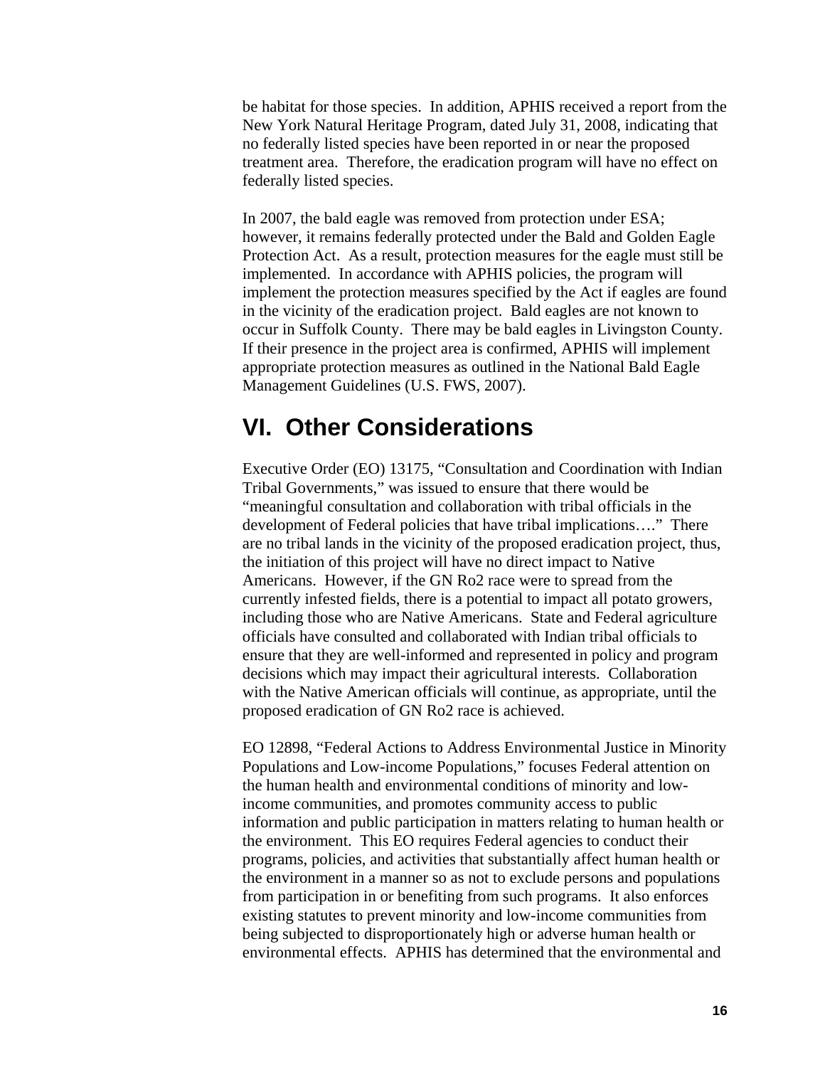be habitat for those species. In addition, APHIS received a report from the New York Natural Heritage Program, dated July 31, 2008, indicating that no federally listed species have been reported in or near the proposed treatment area. Therefore, the eradication program will have no effect on federally listed species.

In 2007, the bald eagle was removed from protection under ESA; however, it remains federally protected under the Bald and Golden Eagle Protection Act. As a result, protection measures for the eagle must still be implemented. In accordance with APHIS policies, the program will implement the protection measures specified by the Act if eagles are found in the vicinity of the eradication project. Bald eagles are not known to occur in Suffolk County. There may be bald eagles in Livingston County. If their presence in the project area is confirmed, APHIS will implement appropriate protection measures as outlined in the National Bald Eagle Management Guidelines (U.S. FWS, 2007).

# VI. Other Considerations

Executive Order (EO) 13175, "Consultation and Coordination with Indian Tribal Governments," was issued to ensure that there would be "meaningful consultation and collaboration with tribal officials in the development of Federal policies that have tribal implications…." There are no tribal lands in the vicinity of the proposed eradication project, thus, the initiation of this project will have no direct impact to Native Americans. However, if the GN Ro2 race were to spread from the currently infested fields, there is a potential to impact all potato growers, including those who are Native Americans. State and Federal agriculture officials have consulted and collaborated with Indian tribal officials to ensure that they are well-informed and represented in policy and program decisions which may impact their agricultural interests. Collaboration with the Native American officials will continue, as appropriate, until the proposed eradication of GN Ro2 race is achieved.

EO 12898, "Federal Actions to Address Environmental Justice in Minority Populations and Low-income Populations," focuses Federal attention on the human health and environmental conditions of minority and low-income communities, and promotes community access to public information and public participation in matters relating to human health or the environment. This EO requires Federal agencies to conduct their programs, policies, and activities that substantially affect human health or the environment in a manner so as not to exclude persons and populations from participation in or benefiting from such programs. It also enforces existing statutes to prevent minority and low-income communities from being subjected to disproportionately high or adverse human health or environmental effects. APHIS has determined that the environmental and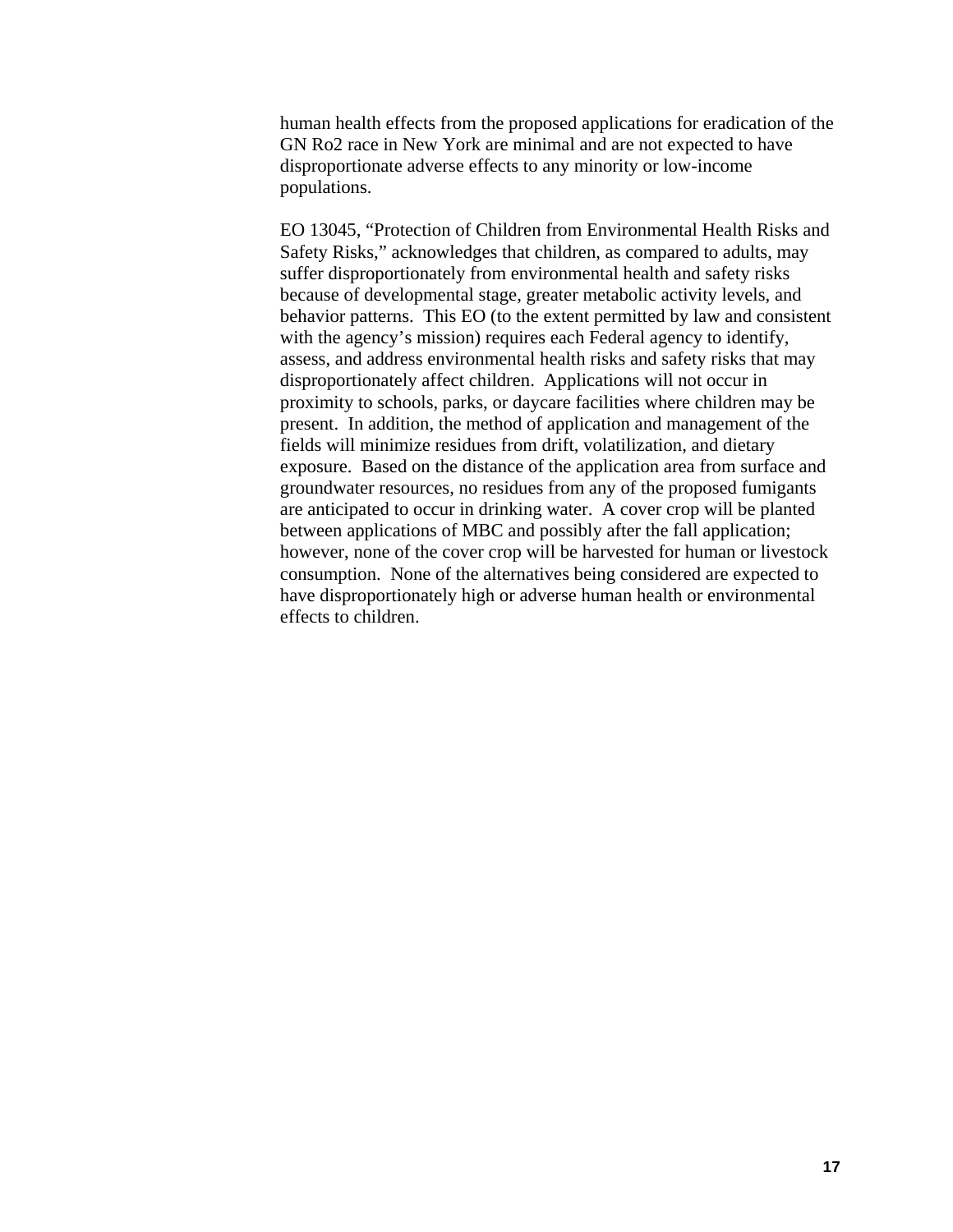human health effects from the proposed applications for eradication of the GN Ro2 race in New York are minimal and are not expected to have disproportionate adverse effects to any minority or low-income populations.

EO 13045, “Protection of Children from Environmental Health Risks and Safety Risks,” acknowledges that children, as compared to adults, may suffer disproportionately from environmental health and safety risks because of developmental stage, greater metabolic activity levels, and behavior patterns. This EO (to the extent permitted by law and consistent with the agency’s mission) requires each Federal agency to identify, assess, and address environmental health risks and safety risks that may disproportionately affect children. Applications will not occur in proximity to schools, parks, or daycare facilities where children may be present. In addition, the method of application and management of the fields will minimize residues from drift, volatilization, and dietary exposure. Based on the distance of the application area from surface and groundwater resources, no residues from any of the proposed fumigants are anticipated to occur in drinking water. A cover crop will be planted between applications of MBC and possibly after the fall application; however, none of the cover crop will be harvested for human or livestock consumption. None of the alternatives being considered are expected to have disproportionately high or adverse human health or environmental effects to children.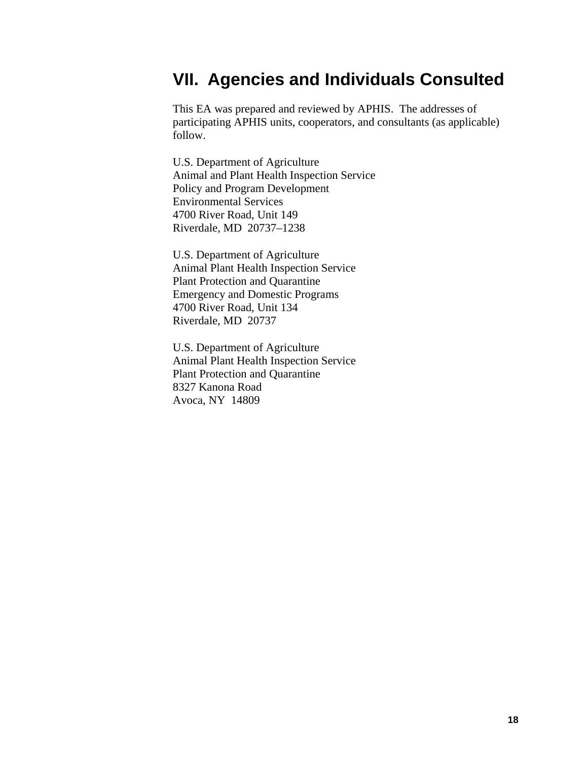# VII. Agencies and Individuals Consulted

This EA was prepared and reviewed by APHIS. The addresses of participating APHIS units, cooperators, and consultants (as applicable) follow.

U.S. Department of Agriculture
Animal and Plant Health Inspection Service
Policy and Program Development
Environmental Services
4700 River Road, Unit 149
Riverdale, MD 20737–1238

U.S. Department of Agriculture
Animal Plant Health Inspection Service
Plant Protection and Quarantine
Emergency and Domestic Programs
4700 River Road, Unit 134
Riverdale, MD 20737

U.S. Department of Agriculture
Animal Plant Health Inspection Service
Plant Protection and Quarantine
8327 Kanona Road
Avoca, NY 14809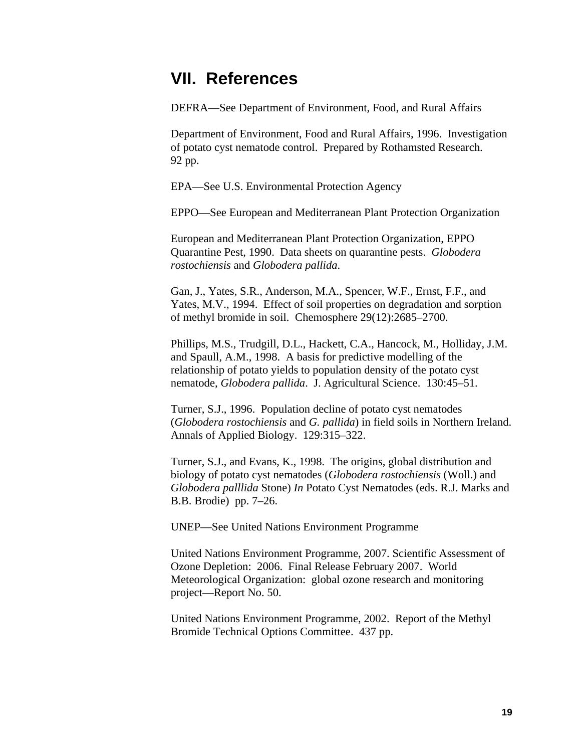## VII. References

DEFRA—See Department of Environment, Food, and Rural Affairs

Department of Environment, Food and Rural Affairs, 1996. Investigation of potato cyst nematode control. Prepared by Rothamsted Research. 92 pp.

EPA—See U.S. Environmental Protection Agency

EPPO—See European and Mediterranean Plant Protection Organization

European and Mediterranean Plant Protection Organization, EPPO Quarantine Pest, 1990. Data sheets on quarantine pests. *Globodera rostochiensis* and *Globodera pallida*.

Gan, J., Yates, S.R., Anderson, M.A., Spencer, W.F., Ernst, F.F., and Yates, M.V., 1994. Effect of soil properties on degradation and sorption of methyl bromide in soil. Chemosphere 29(12):2685–2700.

Phillips, M.S., Trudgill, D.L., Hackett, C.A., Hancock, M., Holliday, J.M. and Spaull, A.M., 1998. A basis for predictive modelling of the relationship of potato yields to population density of the potato cyst nematode, *Globodera pallida*. J. Agricultural Science. 130:45–51.

Turner, S.J., 1996. Population decline of potato cyst nematodes (*Globodera rostochiensis* and *G. pallida*) in field soils in Northern Ireland. Annals of Applied Biology. 129:315–322.

Turner, S.J., and Evans, K., 1998. The origins, global distribution and biology of potato cyst nematodes (*Globodera rostochiensis* (Woll.) and *Globodera palllida* Stone) *In* Potato Cyst Nematodes (eds. R.J. Marks and B.B. Brodie) pp. 7–26.

UNEP—See United Nations Environment Programme

United Nations Environment Programme, 2007. Scientific Assessment of Ozone Depletion: 2006. Final Release February 2007. World Meteorological Organization: global ozone research and monitoring project—Report No. 50.

United Nations Environment Programme, 2002. Report of the Methyl Bromide Technical Options Committee. 437 pp.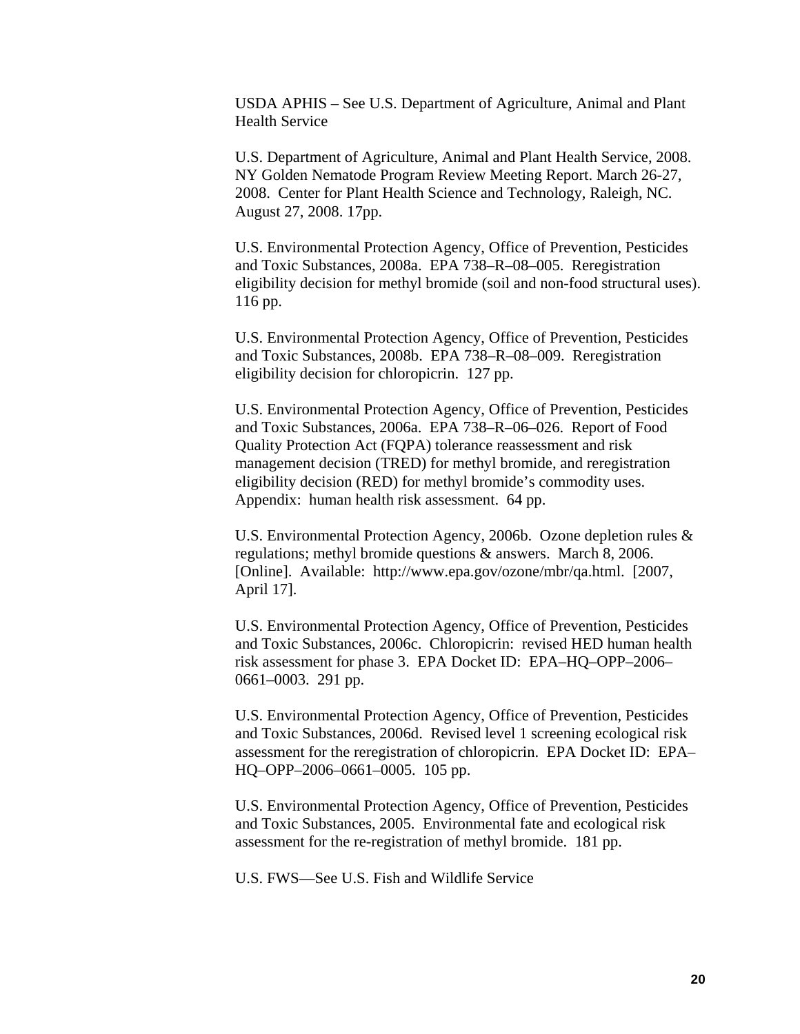USDA APHIS – See U.S. Department of Agriculture, Animal and Plant Health Service

U.S. Department of Agriculture, Animal and Plant Health Service, 2008. NY Golden Nematode Program Review Meeting Report. March 26-27, 2008. Center for Plant Health Science and Technology, Raleigh, NC. August 27, 2008. 17pp.

U.S. Environmental Protection Agency, Office of Prevention, Pesticides and Toxic Substances, 2008a. EPA 738–R–08–005. Reregistration eligibility decision for methyl bromide (soil and non-food structural uses). 116 pp.

U.S. Environmental Protection Agency, Office of Prevention, Pesticides and Toxic Substances, 2008b. EPA 738–R–08–009. Reregistration eligibility decision for chloropicrin. 127 pp.

U.S. Environmental Protection Agency, Office of Prevention, Pesticides and Toxic Substances, 2006a. EPA 738–R–06–026. Report of Food Quality Protection Act (FQPA) tolerance reassessment and risk management decision (TRED) for methyl bromide, and reregistration eligibility decision (RED) for methyl bromide's commodity uses. Appendix: human health risk assessment. 64 pp.

U.S. Environmental Protection Agency, 2006b. Ozone depletion rules & regulations; methyl bromide questions & answers. March 8, 2006. [Online]. Available: http://www.epa.gov/ozone/mbr/qa.html. [2007, April 17].

U.S. Environmental Protection Agency, Office of Prevention, Pesticides and Toxic Substances, 2006c. Chloropicrin: revised HED human health risk assessment for phase 3. EPA Docket ID: EPA–HQ–OPP–2006–0661–0003. 291 pp.

U.S. Environmental Protection Agency, Office of Prevention, Pesticides and Toxic Substances, 2006d. Revised level 1 screening ecological risk assessment for the reregistration of chloropicrin. EPA Docket ID: EPA–HQ–OPP–2006–0661–0005. 105 pp.

U.S. Environmental Protection Agency, Office of Prevention, Pesticides and Toxic Substances, 2005. Environmental fate and ecological risk assessment for the re-registration of methyl bromide. 181 pp.

U.S. FWS—See U.S. Fish and Wildlife Service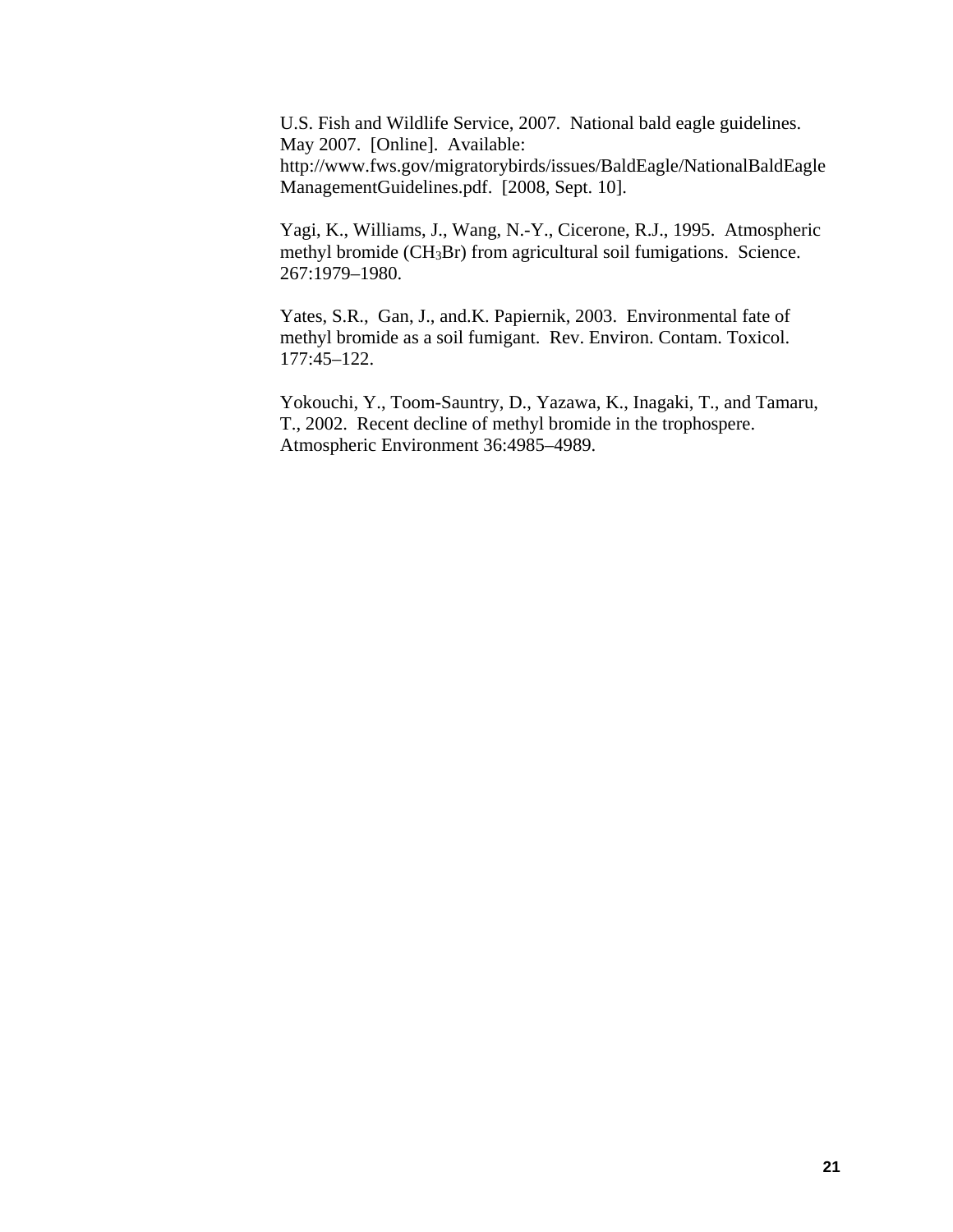U.S. Fish and Wildlife Service, 2007. National bald eagle guidelines. May 2007. [Online]. Available: http://www.fws.gov/migratorybirds/issues/BaldEagle/NationalBaldEagleManagementGuidelines.pdf. [2008, Sept. 10].

Yagi, K., Williams, J., Wang, N.-Y., Cicerone, R.J., 1995. Atmospheric methyl bromide ($CH_3Br$) from agricultural soil fumigations. Science. 267:1979–1980.

Yates, S.R., Gan, J., and.K. Papiernik, 2003. Environmental fate of methyl bromide as a soil fumigant. Rev. Environ. Contam. Toxicol. 177:45–122.

Yokouchi, Y., Toom-Sauntry, D., Yazawa, K., Inagaki, T., and Tamaru, T., 2002. Recent decline of methyl bromide in the trophospere. Atmospheric Environment 36:4985–4989.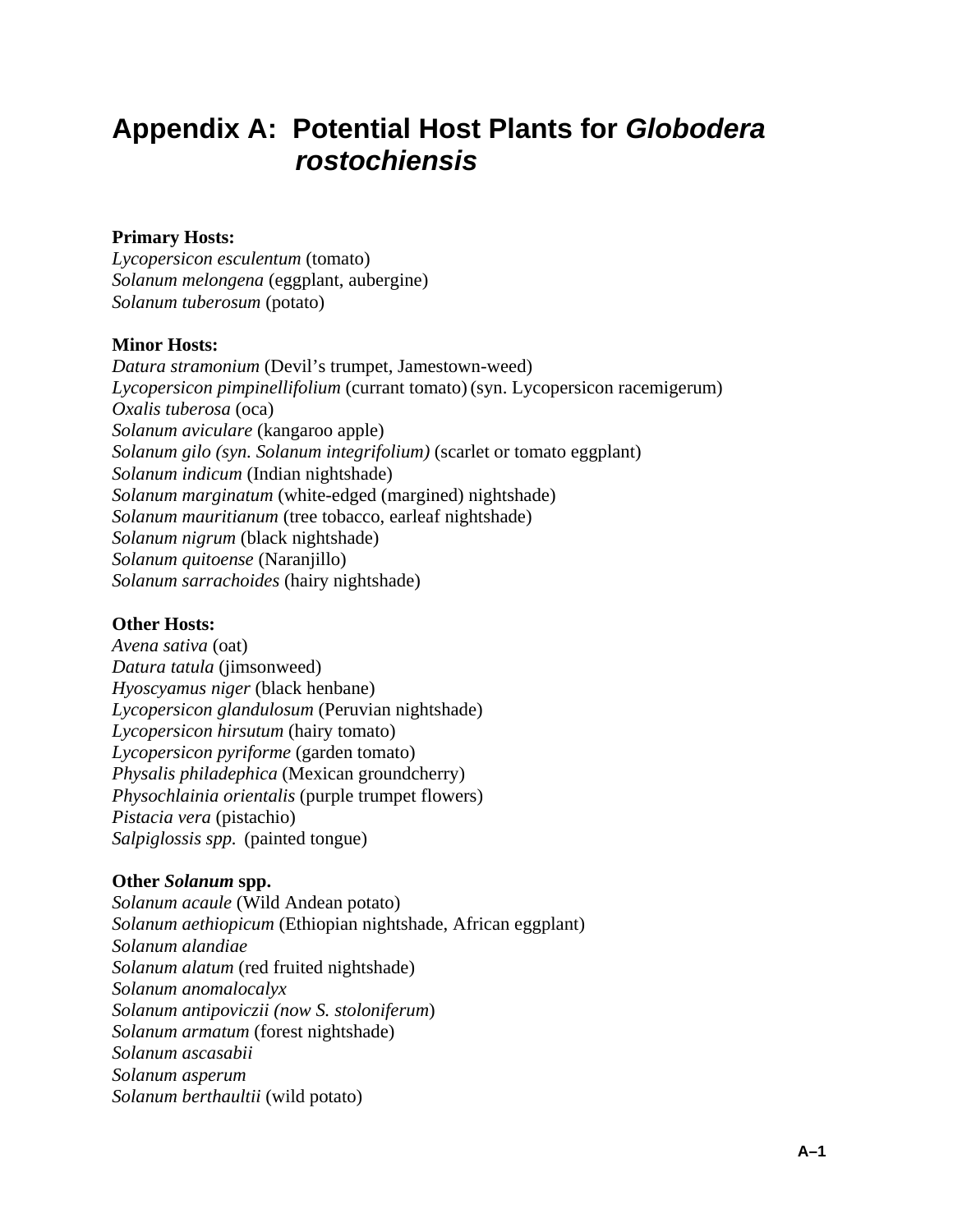# Appendix A: Potential Host Plants for *Globodera rostochiensis*

**Primary Hosts:**
*Lycopersicon esculentum* (tomato)
*Solanum melongena* (eggplant, aubergine)
*Solanum tuberosum* (potato)

**Minor Hosts:**
*Datura stramonium* (Devil's trumpet, Jamestown-weed)
*Lycopersicon pimpinellifolium* (currant tomato) (syn. Lycopersicon racemigerum)
*Oxalis tuberosa* (oca)
*Solanum aviculare* (kangaroo apple)
*Solanum gilo (syn. Solanum integrifolium)* (scarlet or tomato eggplant)
*Solanum indicum* (Indian nightshade)
*Solanum marginatum* (white-edged (margined) nightshade)
*Solanum mauritianum* (tree tobacco, earleaf nightshade)
*Solanum nigrum* (black nightshade)
*Solanum quitoense* (Naranjillo)
*Solanum sarrachoides* (hairy nightshade)

**Other Hosts:**
*Avena sativa* (oat)
*Datura tatula* (jimsonweed)
*Hyoscyamus niger* (black henbane)
*Lycopersicon glandulosum* (Peruvian nightshade)
*Lycopersicon hirsutum* (hairy tomato)
*Lycopersicon pyriforme* (garden tomato)
*Physalis philadephica* (Mexican groundcherry)
*Physochlainia orientalis* (purple trumpet flowers)
*Pistacia vera* (pistachio)
*Salpiglossis spp.* (painted tongue)

**Other *Solanum* spp.**
*Solanum acaule* (Wild Andean potato)
*Solanum aethiopicum* (Ethiopian nightshade, African eggplant)
*Solanum alandiae*
*Solanum alatum* (red fruited nightshade)
*Solanum anomalocalyx*
*Solanum antipoviczii (now S. stoloniferum*)
*Solanum armatum* (forest nightshade)
*Solanum ascasabii*
*Solanum asperum*
*Solanum berthaultii* (wild potato)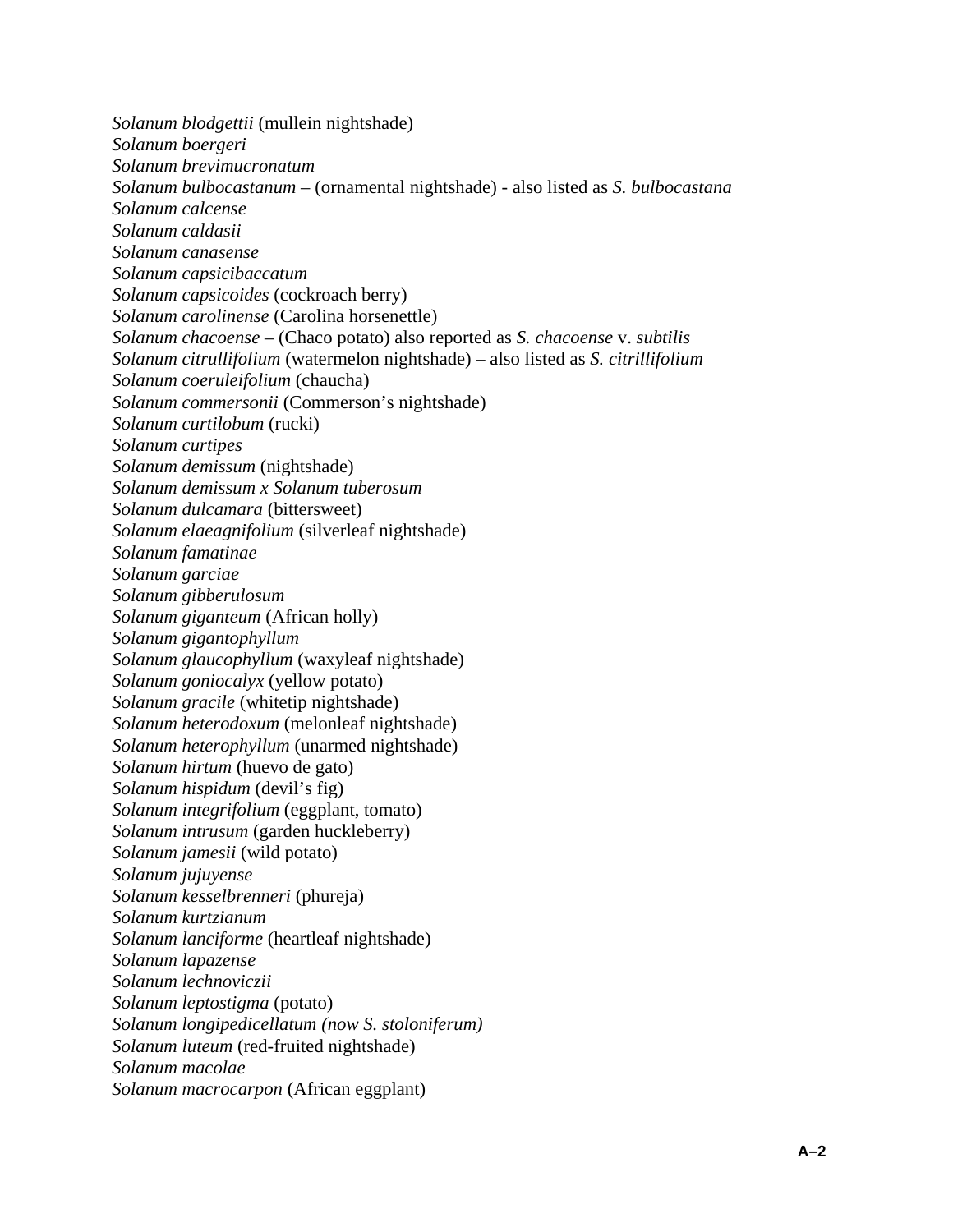*Solanum blodgettii* (mullein nightshade)  
*Solanum boergeri*  
*Solanum brevimucronatum*  
*Solanum bulbocastanum* – (ornamental nightshade) - also listed as *S. bulbocastana*  
*Solanum calcense*  
*Solanum caldasii*  
*Solanum canasense*  
*Solanum capsicibaccatum*  
*Solanum capsicoides* (cockroach berry)  
*Solanum carolinense* (Carolina horsenettle)  
*Solanum chacoense* – (Chaco potato) also reported as *S. chacoense* v. *subtilis*  
*Solanum citrullifolium* (watermelon nightshade) – also listed as *S. citrillifolium*  
*Solanum coeruleifolium* (chaucha)  
*Solanum commersonii* (Commerson's nightshade)  
*Solanum curtilobum* (rucki)  
*Solanum curtipes*  
*Solanum demissum* (nightshade)  
*Solanum demissum x Solanum tuberosum*  
*Solanum dulcamara* (bittersweet)  
*Solanum elaeagnifolium* (silverleaf nightshade)  
*Solanum famatinae*  
*Solanum garciae*  
*Solanum gibberulosum*  
*Solanum giganteum* (African holly)  
*Solanum gigantophyllum*  
*Solanum glaucophyllum* (waxyleaf nightshade)  
*Solanum goniocalyx* (yellow potato)  
*Solanum gracile* (whitetip nightshade)  
*Solanum heterodoxum* (melonleaf nightshade)  
*Solanum heterophyllum* (unarmed nightshade)  
*Solanum hirtum* (huevo de gato)  
*Solanum hispidum* (devil's fig)  
*Solanum integrifolium* (eggplant, tomato)  
*Solanum intrusum* (garden huckleberry)  
*Solanum jamesii* (wild potato)  
*Solanum jujuyense*  
*Solanum kesselbrenneri* (phureja)  
*Solanum kurtzianum*  
*Solanum lanciforme* (heartleaf nightshade)  
*Solanum lapazense*  
*Solanum lechnoviczii*  
*Solanum leptostigma* (potato)  
*Solanum longipedicellatum (now S. stoloniferum)*  
*Solanum luteum* (red-fruited nightshade)  
*Solanum macolae*  
*Solanum macrocarpon* (African eggplant)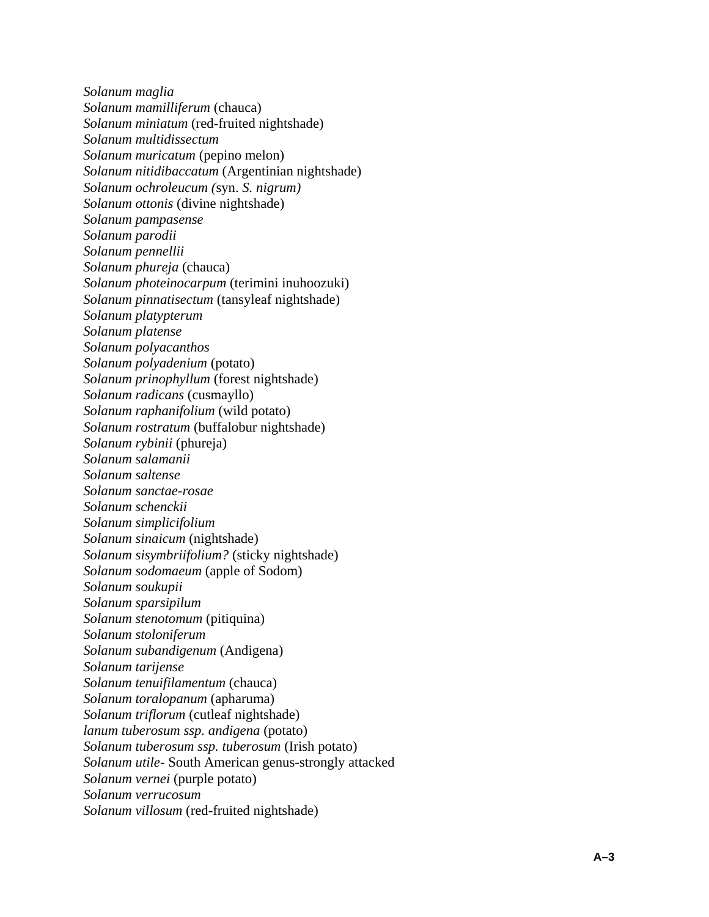*Solanum maglia*
*Solanum mamilliferum* (chauca)
*Solanum miniatum* (red-fruited nightshade)
*Solanum multidissectum*
*Solanum muricatum* (pepino melon)
*Solanum nitidibaccatum* (Argentinian nightshade)
*Solanum ochroleucum (*syn. *S. nigrum)*
*Solanum ottonis* (divine nightshade)
*Solanum pampasense*
*Solanum parodii*
*Solanum pennellii*
*Solanum phureja* (chauca)
*Solanum photeinocarpum* (terimini inuhoozuki)
*Solanum pinnatisectum* (tansyleaf nightshade)
*Solanum platypterum*
*Solanum platense*
*Solanum polyacanthos*
*Solanum polyadenium* (potato)
*Solanum prinophyllum* (forest nightshade)
*Solanum radicans* (cusmayllo)
*Solanum raphanifolium* (wild potato)
*Solanum rostratum* (buffalobur nightshade)
*Solanum rybinii* (phureja)
*Solanum salamanii*
*Solanum saltense*
*Solanum sanctae-rosae*
*Solanum schenckii*
*Solanum simplicifolium*
*Solanum sinaicum* (nightshade)
*Solanum sisymbriifolium?* (sticky nightshade)
*Solanum sodomaeum* (apple of Sodom)
*Solanum soukupii*
*Solanum sparsipilum*
*Solanum stenotomum* (pitiquina)
*Solanum stoloniferum*
*Solanum subandigenum* (Andigena)
*Solanum tarijense*
*Solanum tenuifilamentum* (chauca)
*Solanum toralopanum* (apharuma)
*Solanum triflorum* (cutleaf nightshade)
*lanum tuberosum ssp. andigena* (potato)
*Solanum tuberosum ssp. tuberosum* (Irish potato)
*Solanum utile*- South American genus-strongly attacked
*Solanum vernei* (purple potato)
*Solanum verrucosum*
*Solanum villosum* (red-fruited nightshade)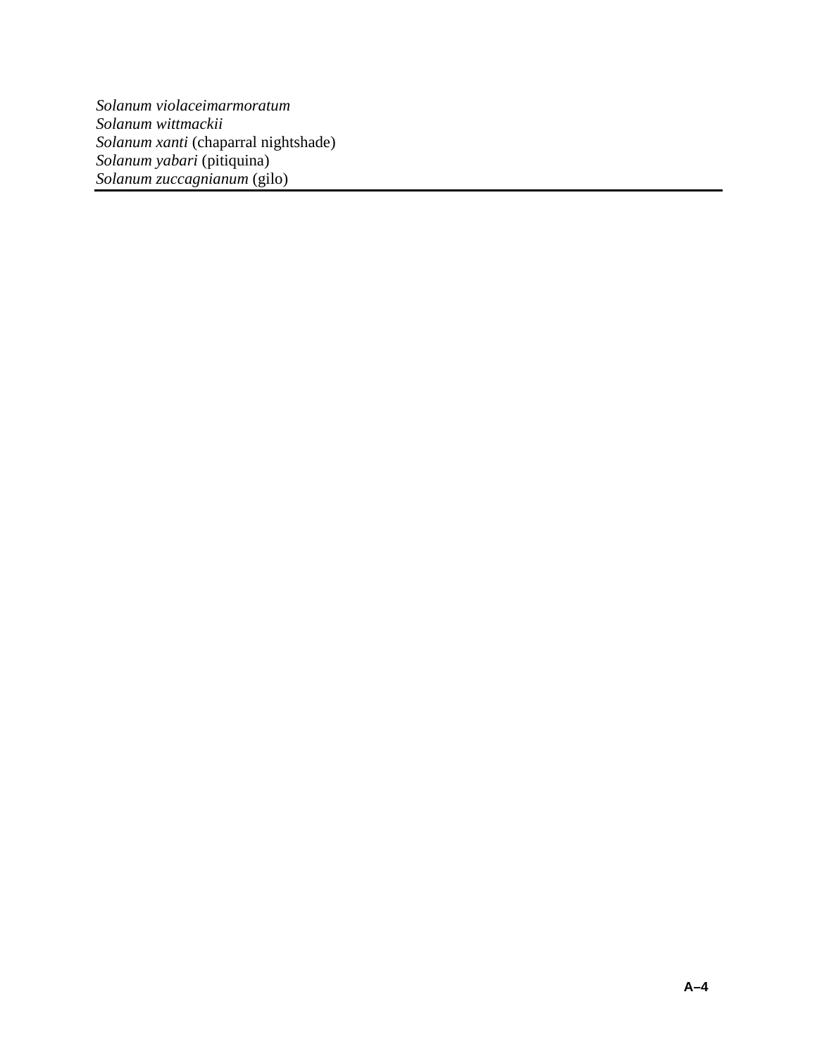*Solanum violaceimarmoratum*
*Solanum wittmackii*
*Solanum xanti* (chaparral nightshade)
*Solanum yabari* (pitiquina)
*Solanum zuccagnianum* (gilo)

---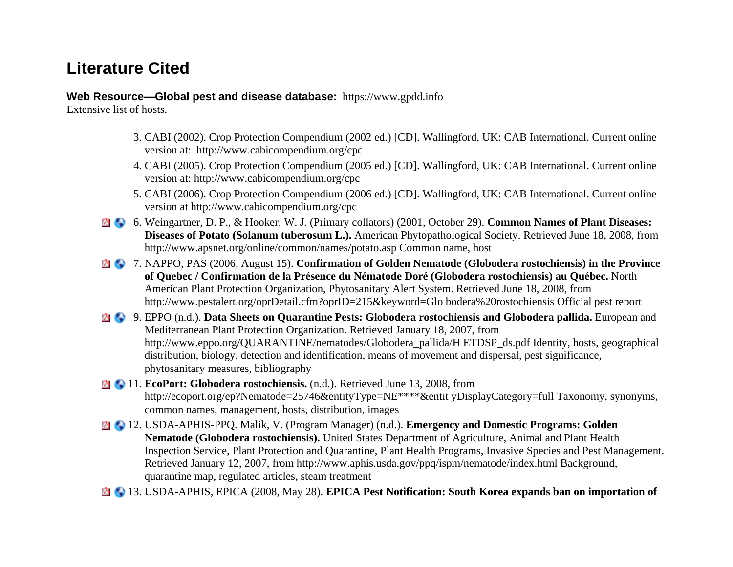# Literature Cited

**Web Resource—Global pest and disease database:** https://www.gpdd.info
Extensive list of hosts.

3. CABI (2002). Crop Protection Compendium (2002 ed.) [CD]. Wallingford, UK: CAB International. Current online version at: http://www.cabicompendium.org/cpc
4. CABI (2005). Crop Protection Compendium (2005 ed.) [CD]. Wallingford, UK: CAB International. Current online version at: http://www.cabicompendium.org/cpc
5. CABI (2006). Crop Protection Compendium (2006 ed.) [CD]. Wallingford, UK: CAB International. Current online version at http://www.cabicompendium.org/cpc
6. Weingartner, D. P., & Hooker, W. J. (Primary collators) (2001, October 29). **Common Names of Plant Diseases: Diseases of Potato (Solanum tuberosum L.).** American Phytopathological Society. Retrieved June 18, 2008, from http://www.apsnet.org/online/common/names/potato.asp Common name, host
7. NAPPO, PAS (2006, August 15). **Confirmation of Golden Nematode (Globodera rostochiensis) in the Province of Quebec / Confirmation de la Présence du Nématode Doré (Globodera rostochiensis) au Québec.** North American Plant Protection Organization, Phytosanitary Alert System. Retrieved June 18, 2008, from http://www.pestalert.org/oprDetail.cfm?oprID=215&keyword=Glo bodera%20rostochiensis Official pest report
9. EPPO (n.d.). **Data Sheets on Quarantine Pests: Globodera rostochiensis and Globodera pallida.** European and Mediterranean Plant Protection Organization. Retrieved January 18, 2007, from http://www.eppo.org/QUARANTINE/nematodes/Globodera_pallida/H ETDSP_ds.pdf Identity, hosts, geographical distribution, biology, detection and identification, means of movement and dispersal, pest significance, phytosanitary measures, bibliography
11. **EcoPort: Globodera rostochiensis.** (n.d.). Retrieved June 13, 2008, from http://ecoport.org/ep?Nematode=25746&entityType=NE****&entit yDisplayCategory=full Taxonomy, synonyms, common names, management, hosts, distribution, images
12. USDA-APHIS-PPQ. Malik, V. (Program Manager) (n.d.). **Emergency and Domestic Programs: Golden Nematode (Globodera rostochiensis).** United States Department of Agriculture, Animal and Plant Health Inspection Service, Plant Protection and Quarantine, Plant Health Programs, Invasive Species and Pest Management. Retrieved January 12, 2007, from http://www.aphis.usda.gov/ppq/ispm/nematode/index.html Background, quarantine map, regulated articles, steam treatment
13. USDA-APHIS, EPICA (2008, May 28). **EPICA Pest Notification: South Korea expands ban on importation of**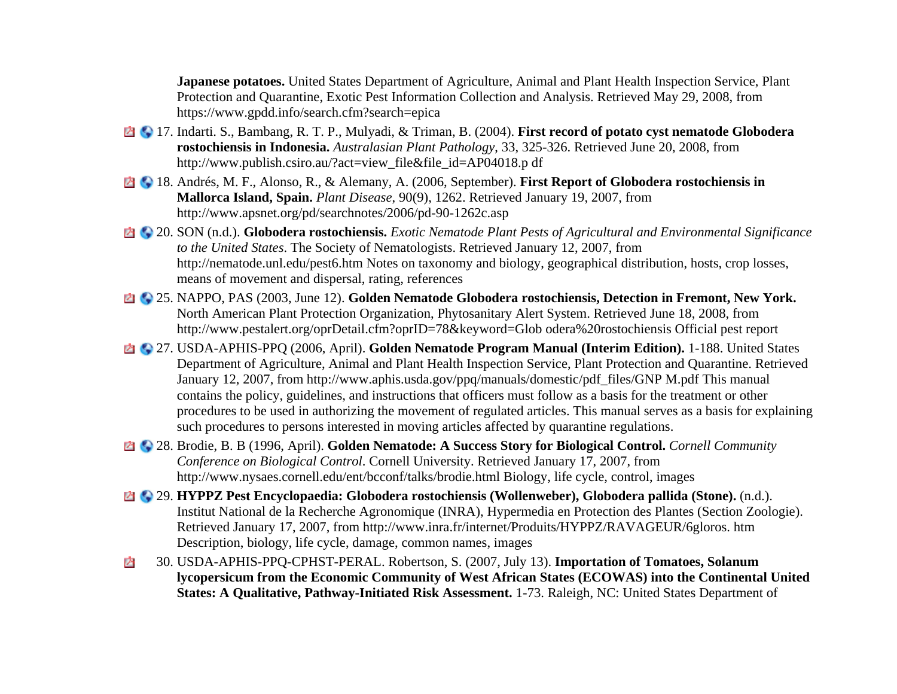**Japanese potatoes.** United States Department of Agriculture, Animal and Plant Health Inspection Service, Plant Protection and Quarantine, Exotic Pest Information Collection and Analysis. Retrieved May 29, 2008, from https://www.gpdd.info/search.cfm?search=epica

17. Indarti. S., Bambang, R. T. P., Mulyadi, & Triman, B. (2004). **First record of potato cyst nematode Globodera rostochiensis in Indonesia.** *Australasian Plant Pathology*, 33, 325-326. Retrieved June 20, 2008, from http://www.publish.csiro.au/?act=view_file&file_id=AP04018.p df

18. Andrés, M. F., Alonso, R., & Alemany, A. (2006, September). **First Report of Globodera rostochiensis in Mallorca Island, Spain.** *Plant Disease*, 90(9), 1262. Retrieved January 19, 2007, from http://www.apsnet.org/pd/searchnotes/2006/pd-90-1262c.asp

20. SON (n.d.). **Globodera rostochiensis.** *Exotic Nematode Plant Pests of Agricultural and Environmental Significance to the United States*. The Society of Nematologists. Retrieved January 12, 2007, from http://nematode.unl.edu/pest6.htm Notes on taxonomy and biology, geographical distribution, hosts, crop losses, means of movement and dispersal, rating, references

25. NAPPO, PAS (2003, June 12). **Golden Nematode Globodera rostochiensis, Detection in Fremont, New York.** North American Plant Protection Organization, Phytosanitary Alert System. Retrieved June 18, 2008, from http://www.pestalert.org/oprDetail.cfm?oprID=78&keyword=Glob odera%20rostochiensis Official pest report

27. USDA-APHIS-PPQ (2006, April). **Golden Nematode Program Manual (Interim Edition).** 1-188. United States Department of Agriculture, Animal and Plant Health Inspection Service, Plant Protection and Quarantine. Retrieved January 12, 2007, from http://www.aphis.usda.gov/ppq/manuals/domestic/pdf_files/GNP M.pdf This manual contains the policy, guidelines, and instructions that officers must follow as a basis for the treatment or other procedures to be used in authorizing the movement of regulated articles. This manual serves as a basis for explaining such procedures to persons interested in moving articles affected by quarantine regulations.

28. Brodie, B. B (1996, April). **Golden Nematode: A Success Story for Biological Control.** *Cornell Community Conference on Biological Control*. Cornell University. Retrieved January 17, 2007, from http://www.nysaes.cornell.edu/ent/bcconf/talks/brodie.html Biology, life cycle, control, images

29. **HYPPZ Pest Encyclopaedia: Globodera rostochiensis (Wollenweber), Globodera pallida (Stone).** (n.d.). Institut National de la Recherche Agronomique (INRA), Hypermedia en Protection des Plantes (Section Zoologie). Retrieved January 17, 2007, from http://www.inra.fr/internet/Produits/HYPPZ/RAVAGEUR/6gloros. htm Description, biology, life cycle, damage, common names, images

30. USDA-APHIS-PPQ-CPHST-PERAL. Robertson, S. (2007, July 13). **Importation of Tomatoes, Solanum lycopersicum from the Economic Community of West African States (ECOWAS) into the Continental United States: A Qualitative, Pathway-Initiated Risk Assessment.** 1-73. Raleigh, NC: United States Department of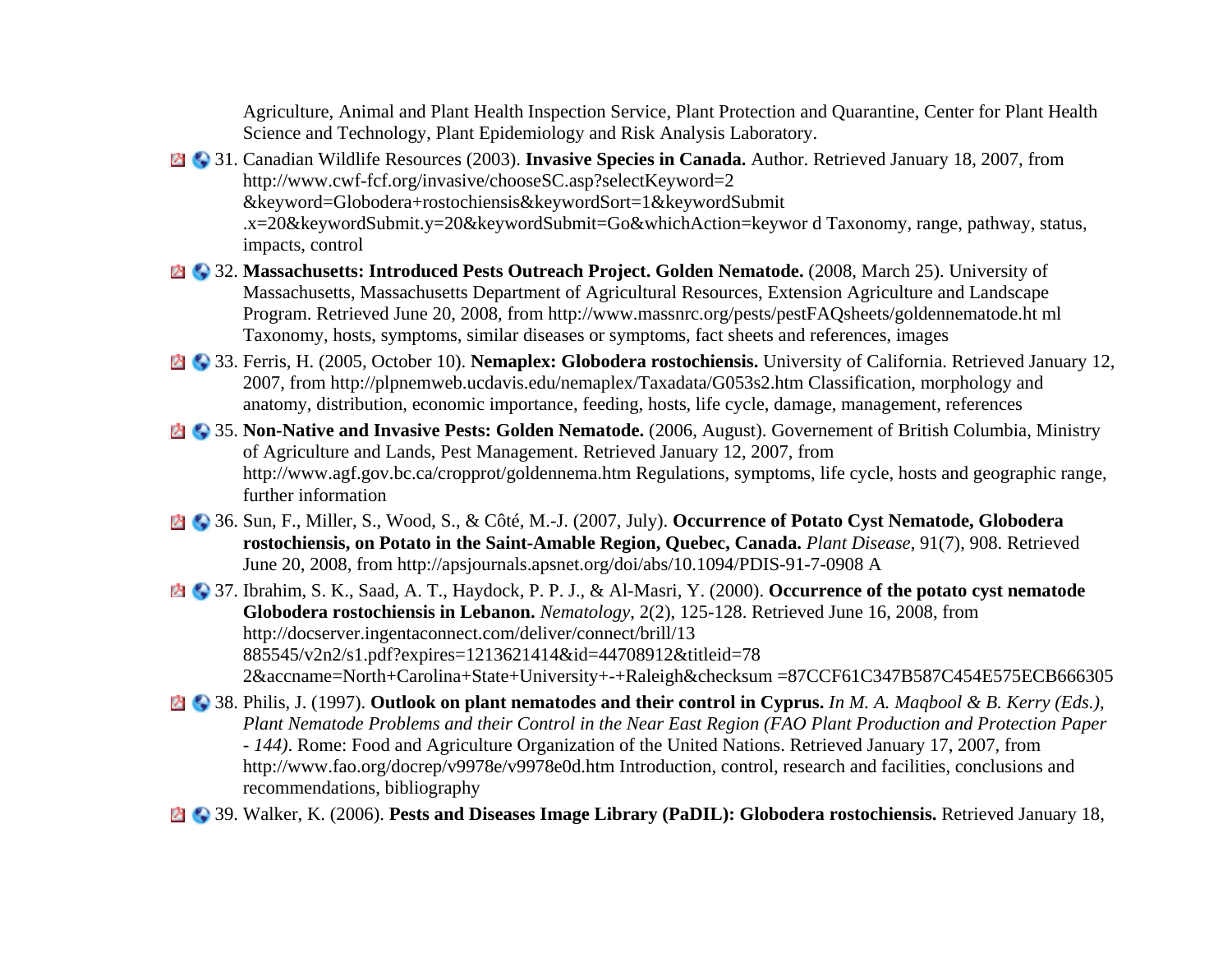Agriculture, Animal and Plant Health Inspection Service, Plant Protection and Quarantine, Center for Plant Health Science and Technology, Plant Epidemiology and Risk Analysis Laboratory.

31. Canadian Wildlife Resources (2003). **Invasive Species in Canada.** Author. Retrieved January 18, 2007, from http://www.cwf-fcf.org/invasive/chooseSC.asp?selectKeyword=2 &keyword=Globodera+rostochiensis&keywordSort=1&keywordSubmit .x=20&keywordSubmit.y=20&keywordSubmit=Go&whichAction=keywor d Taxonomy, range, pathway, status, impacts, control

32. **Massachusetts: Introduced Pests Outreach Project. Golden Nematode.** (2008, March 25). University of Massachusetts, Massachusetts Department of Agricultural Resources, Extension Agriculture and Landscape Program. Retrieved June 20, 2008, from http://www.massnrc.org/pests/pestFAQsheets/goldennematode.ht ml Taxonomy, hosts, symptoms, similar diseases or symptoms, fact sheets and references, images

33. Ferris, H. (2005, October 10). **Nemaplex: Globodera rostochiensis.** University of California. Retrieved January 12, 2007, from http://plpnemweb.ucdavis.edu/nemaplex/Taxadata/G053s2.htm Classification, morphology and anatomy, distribution, economic importance, feeding, hosts, life cycle, damage, management, references

35. **Non-Native and Invasive Pests: Golden Nematode.** (2006, August). Governement of British Columbia, Ministry of Agriculture and Lands, Pest Management. Retrieved January 12, 2007, from http://www.agf.gov.bc.ca/cropprot/goldennema.htm Regulations, symptoms, life cycle, hosts and geographic range, further information

36. Sun, F., Miller, S., Wood, S., & Côté, M.-J. (2007, July). **Occurrence of Potato Cyst Nematode, Globodera rostochiensis, on Potato in the Saint-Amable Region, Quebec, Canada.** *Plant Disease*, 91(7), 908. Retrieved June 20, 2008, from http://apsjournals.apsnet.org/doi/abs/10.1094/PDIS-91-7-0908 A

37. Ibrahim, S. K., Saad, A. T., Haydock, P. P. J., & Al-Masri, Y. (2000). **Occurrence of the potato cyst nematode Globodera rostochiensis in Lebanon.** *Nematology*, 2(2), 125-128. Retrieved June 16, 2008, from http://docserver.ingentaconnect.com/deliver/connect/brill/13 885545/v2n2/s1.pdf?expires=1213621414&id=44708912&titleid=78 2&accname=North+Carolina+State+University+-+Raleigh&checksum =87CCF61C347B587C454E575ECB666305

38. Philis, J. (1997). **Outlook on plant nematodes and their control in Cyprus.** *In M. A. Maqbool & B. Kerry (Eds.), Plant Nematode Problems and their Control in the Near East Region (FAO Plant Production and Protection Paper - 144)*. Rome: Food and Agriculture Organization of the United Nations. Retrieved January 17, 2007, from http://www.fao.org/docrep/v9978e/v9978e0d.htm Introduction, control, research and facilities, conclusions and recommendations, bibliography

39. Walker, K. (2006). **Pests and Diseases Image Library (PaDIL): Globodera rostochiensis.** Retrieved January 18,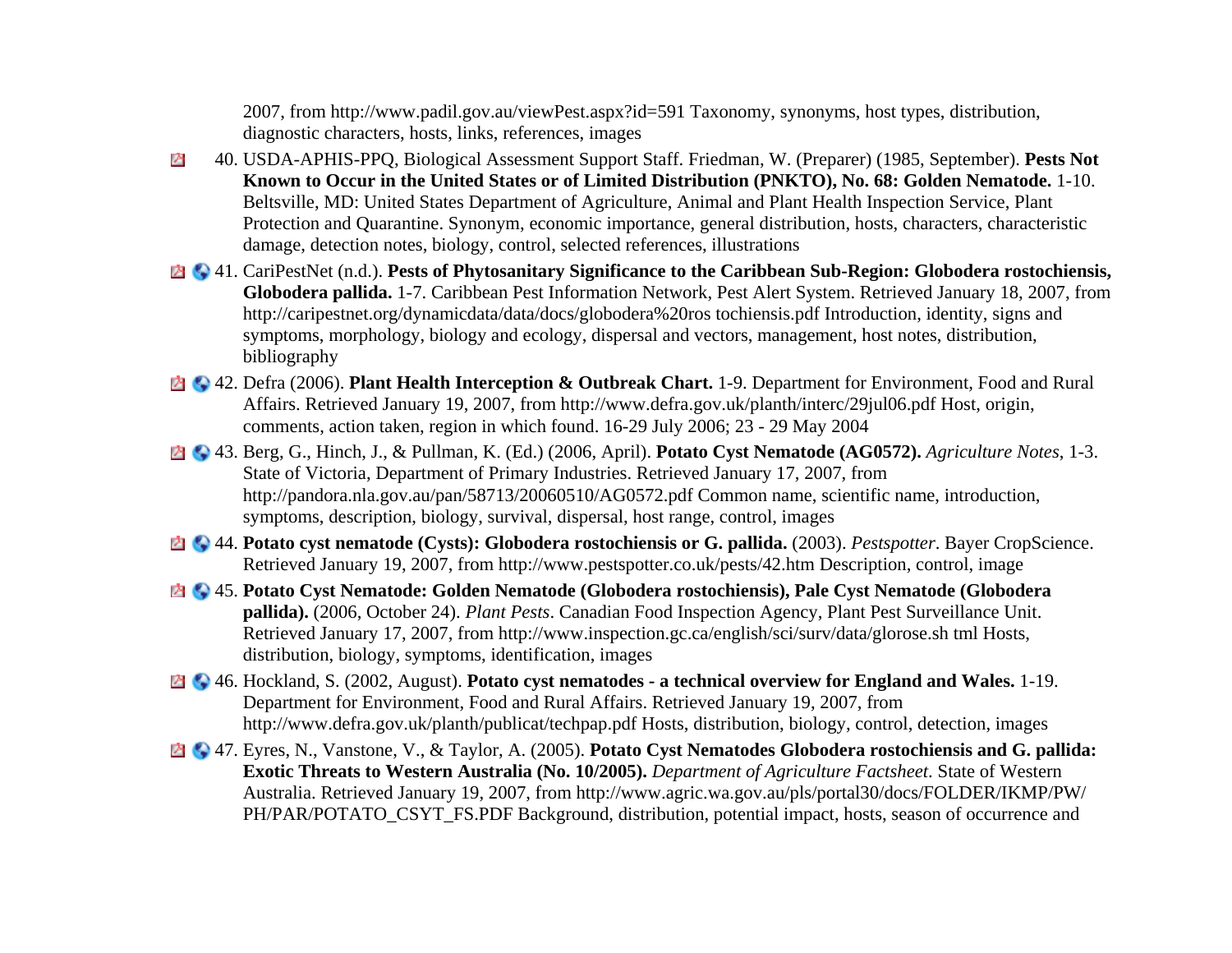2007, from http://www.padil.gov.au/viewPest.aspx?id=591 Taxonomy, synonyms, host types, distribution, diagnostic characters, hosts, links, references, images

40. USDA-APHIS-PPQ, Biological Assessment Support Staff. Friedman, W. (Preparer) (1985, September). **Pests Not Known to Occur in the United States or of Limited Distribution (PNKTO), No. 68: Golden Nematode.** 1-10. Beltsville, MD: United States Department of Agriculture, Animal and Plant Health Inspection Service, Plant Protection and Quarantine. Synonym, economic importance, general distribution, hosts, characters, characteristic damage, detection notes, biology, control, selected references, illustrations

41. CariPestNet (n.d.). **Pests of Phytosanitary Significance to the Caribbean Sub-Region: Globodera rostochiensis, Globodera pallida.** 1-7. Caribbean Pest Information Network, Pest Alert System. Retrieved January 18, 2007, from http://caripestnet.org/dynamicdata/data/docs/globodera%20ros tochiensis.pdf Introduction, identity, signs and symptoms, morphology, biology and ecology, dispersal and vectors, management, host notes, distribution, bibliography

42. Defra (2006). **Plant Health Interception & Outbreak Chart.** 1-9. Department for Environment, Food and Rural Affairs. Retrieved January 19, 2007, from http://www.defra.gov.uk/planth/interc/29jul06.pdf Host, origin, comments, action taken, region in which found. 16-29 July 2006; 23 - 29 May 2004

43. Berg, G., Hinch, J., & Pullman, K. (Ed.) (2006, April). **Potato Cyst Nematode (AG0572).** *Agriculture Notes*, 1-3. State of Victoria, Department of Primary Industries. Retrieved January 17, 2007, from http://pandora.nla.gov.au/pan/58713/20060510/AG0572.pdf Common name, scientific name, introduction, symptoms, description, biology, survival, dispersal, host range, control, images

44. **Potato cyst nematode (Cysts): Globodera rostochiensis or G. pallida.** (2003). *Pestspotter*. Bayer CropScience. Retrieved January 19, 2007, from http://www.pestspotter.co.uk/pests/42.htm Description, control, image

45. **Potato Cyst Nematode: Golden Nematode (Globodera rostochiensis), Pale Cyst Nematode (Globodera pallida).** (2006, October 24). *Plant Pests*. Canadian Food Inspection Agency, Plant Pest Surveillance Unit. Retrieved January 17, 2007, from http://www.inspection.gc.ca/english/sci/surv/data/glorose.sh tml Hosts, distribution, biology, symptoms, identification, images

46. Hockland, S. (2002, August). **Potato cyst nematodes - a technical overview for England and Wales.** 1-19. Department for Environment, Food and Rural Affairs. Retrieved January 19, 2007, from http://www.defra.gov.uk/planth/publicat/techpap.pdf Hosts, distribution, biology, control, detection, images

47. Eyres, N., Vanstone, V., & Taylor, A. (2005). **Potato Cyst Nematodes Globodera rostochiensis and G. pallida: Exotic Threats to Western Australia (No. 10/2005).** *Department of Agriculture Factsheet*. State of Western Australia. Retrieved January 19, 2007, from http://www.agric.wa.gov.au/pls/portal30/docs/FOLDER/IKMP/PW/PH/PAR/POTATO_CSYT_FS.PDF Background, distribution, potential impact, hosts, season of occurrence and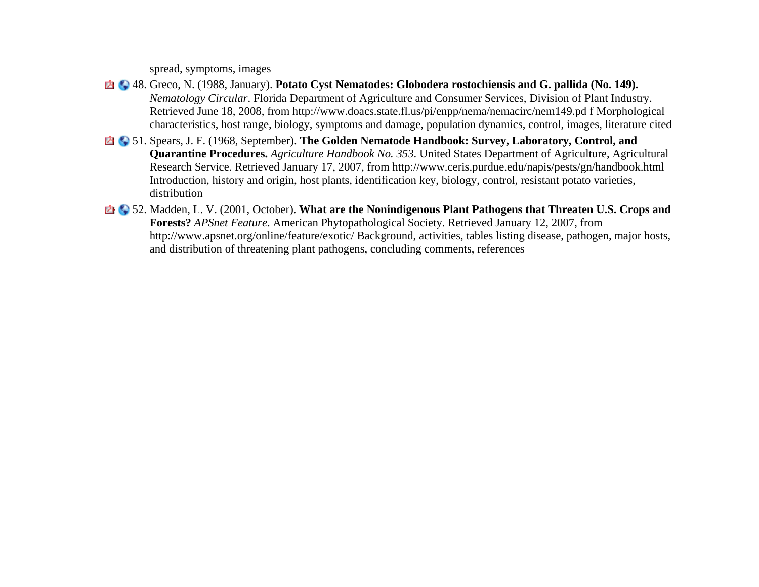spread, symptoms, images

48. Greco, N. (1988, January). **Potato Cyst Nematodes: Globodera rostochiensis and G. pallida (No. 149).** *Nematology Circular*. Florida Department of Agriculture and Consumer Services, Division of Plant Industry. Retrieved June 18, 2008, from http://www.doacs.state.fl.us/pi/enpp/nema/nemacirc/nem149.pd f Morphological characteristics, host range, biology, symptoms and damage, population dynamics, control, images, literature cited

51. Spears, J. F. (1968, September). **The Golden Nematode Handbook: Survey, Laboratory, Control, and Quarantine Procedures.** *Agriculture Handbook No. 353*. United States Department of Agriculture, Agricultural Research Service. Retrieved January 17, 2007, from http://www.ceris.purdue.edu/napis/pests/gn/handbook.html Introduction, history and origin, host plants, identification key, biology, control, resistant potato varieties, distribution

52. Madden, L. V. (2001, October). **What are the Nonindigenous Plant Pathogens that Threaten U.S. Crops and Forests?** *APSnet Feature*. American Phytopathological Society. Retrieved January 12, 2007, from http://www.apsnet.org/online/feature/exotic/ Background, activities, tables listing disease, pathogen, major hosts, and distribution of threatening plant pathogens, concluding comments, references